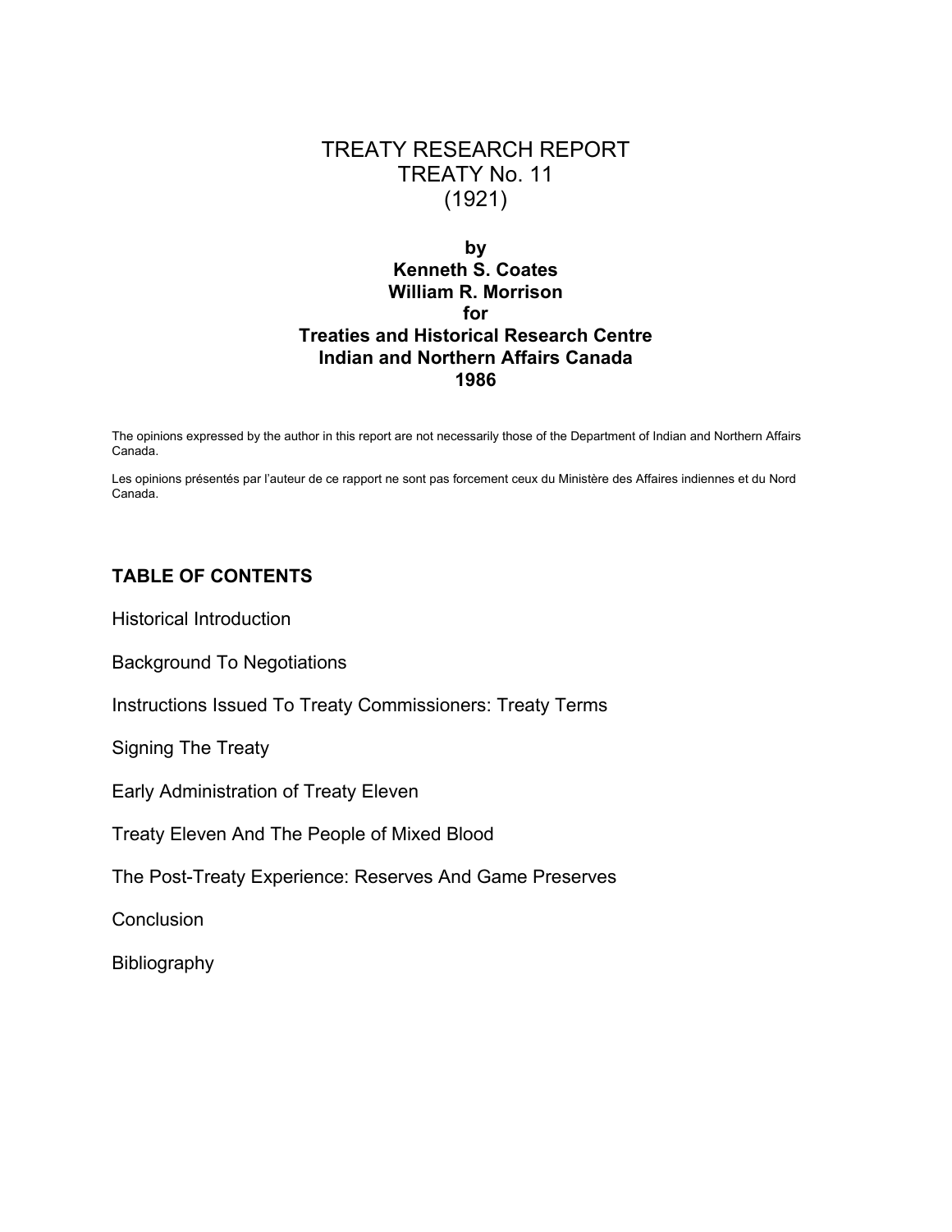# TREATY RESEARCH REPORT
# TREATY No. 11
# (1921)

**by**
**Kenneth S. Coates**
**William R. Morrison**
**for**
**Treaties and Historical Research Centre**
**Indian and Northern Affairs Canada**
**1986**

The opinions expressed by the author in this report are not necessarily those of the Department of Indian and Northern Affairs Canada.

Les opinions présentés par l'auteur de ce rapport ne sont pas forcement ceux du Ministère des Affaires indiennes et du Nord Canada.

## TABLE OF CONTENTS

Historical Introduction

Background To Negotiations

Instructions Issued To Treaty Commissioners: Treaty Terms

Signing The Treaty

Early Administration of Treaty Eleven

Treaty Eleven And The People of Mixed Blood

The Post-Treaty Experience: Reserves And Game Preserves

Conclusion

Bibliography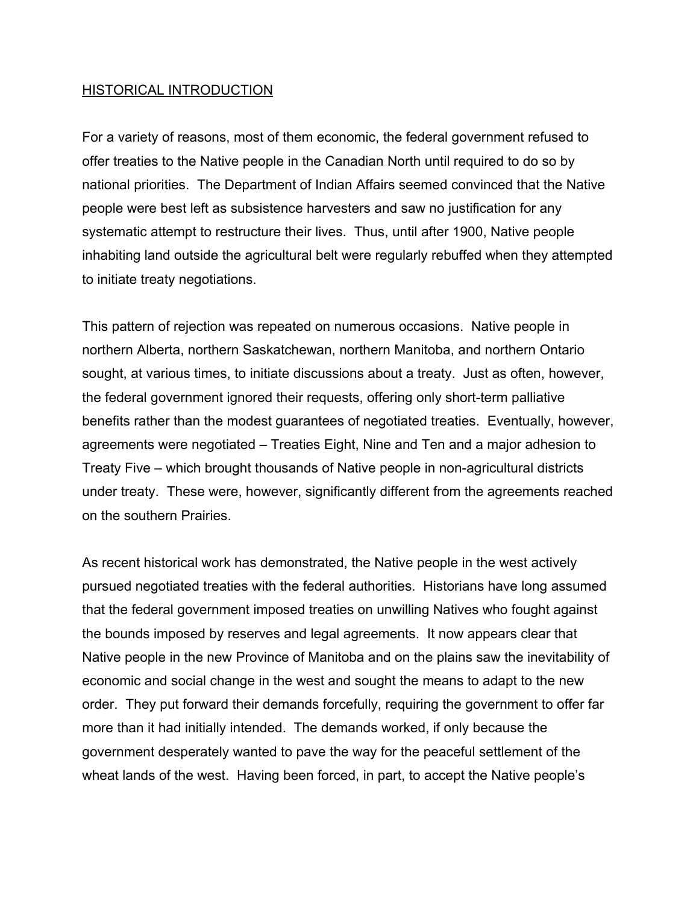## HISTORICAL INTRODUCTION

For a variety of reasons, most of them economic, the federal government refused to offer treaties to the Native people in the Canadian North until required to do so by national priorities. The Department of Indian Affairs seemed convinced that the Native people were best left as subsistence harvesters and saw no justification for any systematic attempt to restructure their lives. Thus, until after 1900, Native people inhabiting land outside the agricultural belt were regularly rebuffed when they attempted to initiate treaty negotiations.

This pattern of rejection was repeated on numerous occasions. Native people in northern Alberta, northern Saskatchewan, northern Manitoba, and northern Ontario sought, at various times, to initiate discussions about a treaty. Just as often, however, the federal government ignored their requests, offering only short-term palliative benefits rather than the modest guarantees of negotiated treaties. Eventually, however, agreements were negotiated – Treaties Eight, Nine and Ten and a major adhesion to Treaty Five – which brought thousands of Native people in non-agricultural districts under treaty. These were, however, significantly different from the agreements reached on the southern Prairies.

As recent historical work has demonstrated, the Native people in the west actively pursued negotiated treaties with the federal authorities. Historians have long assumed that the federal government imposed treaties on unwilling Natives who fought against the bounds imposed by reserves and legal agreements. It now appears clear that Native people in the new Province of Manitoba and on the plains saw the inevitability of economic and social change in the west and sought the means to adapt to the new order. They put forward their demands forcefully, requiring the government to offer far more than it had initially intended. The demands worked, if only because the government desperately wanted to pave the way for the peaceful settlement of the wheat lands of the west. Having been forced, in part, to accept the Native people's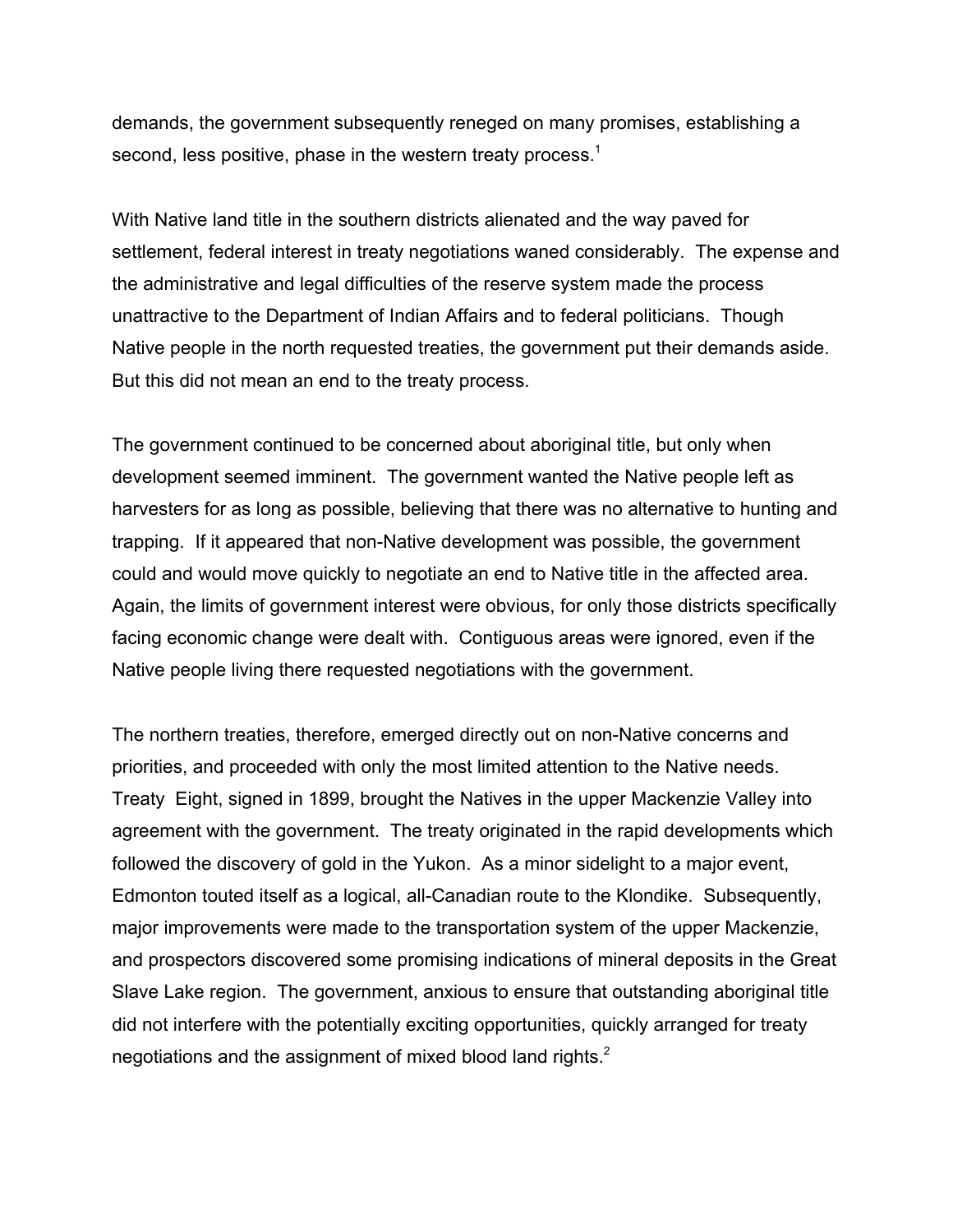demands, the government subsequently reneged on many promises, establishing a second, less positive, phase in the western treaty process.[1]

With Native land title in the southern districts alienated and the way paved for settlement, federal interest in treaty negotiations waned considerably. The expense and the administrative and legal difficulties of the reserve system made the process unattractive to the Department of Indian Affairs and to federal politicians. Though Native people in the north requested treaties, the government put their demands aside. But this did not mean an end to the treaty process.

The government continued to be concerned about aboriginal title, but only when development seemed imminent. The government wanted the Native people left as harvesters for as long as possible, believing that there was no alternative to hunting and trapping. If it appeared that non-Native development was possible, the government could and would move quickly to negotiate an end to Native title in the affected area. Again, the limits of government interest were obvious, for only those districts specifically facing economic change were dealt with. Contiguous areas were ignored, even if the Native people living there requested negotiations with the government.

The northern treaties, therefore, emerged directly out on non-Native concerns and priorities, and proceeded with only the most limited attention to the Native needs. Treaty Eight, signed in 1899, brought the Natives in the upper Mackenzie Valley into agreement with the government. The treaty originated in the rapid developments which followed the discovery of gold in the Yukon. As a minor sidelight to a major event, Edmonton touted itself as a logical, all-Canadian route to the Klondike. Subsequently, major improvements were made to the transportation system of the upper Mackenzie, and prospectors discovered some promising indications of mineral deposits in the Great Slave Lake region. The government, anxious to ensure that outstanding aboriginal title did not interfere with the potentially exciting opportunities, quickly arranged for treaty negotiations and the assignment of mixed blood land rights.[2]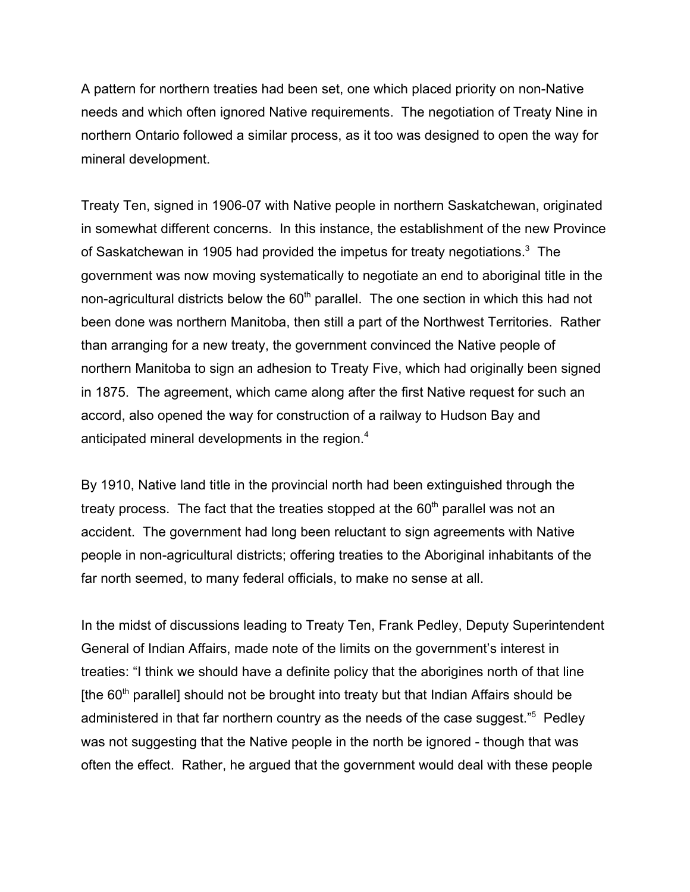A pattern for northern treaties had been set, one which placed priority on non-Native needs and which often ignored Native requirements. The negotiation of Treaty Nine in northern Ontario followed a similar process, as it too was designed to open the way for mineral development.

Treaty Ten, signed in 1906-07 with Native people in northern Saskatchewan, originated in somewhat different concerns. In this instance, the establishment of the new Province of Saskatchewan in 1905 had provided the impetus for treaty negotiations.[3] The government was now moving systematically to negotiate an end to aboriginal title in the non-agricultural districts below the 60th parallel. The one section in which this had not been done was northern Manitoba, then still a part of the Northwest Territories. Rather than arranging for a new treaty, the government convinced the Native people of northern Manitoba to sign an adhesion to Treaty Five, which had originally been signed in 1875. The agreement, which came along after the first Native request for such an accord, also opened the way for construction of a railway to Hudson Bay and anticipated mineral developments in the region.[4]

By 1910, Native land title in the provincial north had been extinguished through the treaty process. The fact that the treaties stopped at the 60th parallel was not an accident. The government had long been reluctant to sign agreements with Native people in non-agricultural districts; offering treaties to the Aboriginal inhabitants of the far north seemed, to many federal officials, to make no sense at all.

In the midst of discussions leading to Treaty Ten, Frank Pedley, Deputy Superintendent General of Indian Affairs, made note of the limits on the government's interest in treaties: "I think we should have a definite policy that the aborigines north of that line [the 60th parallel] should not be brought into treaty but that Indian Affairs should be administered in that far northern country as the needs of the case suggest."[5] Pedley was not suggesting that the Native people in the north be ignored - though that was often the effect. Rather, he argued that the government would deal with these people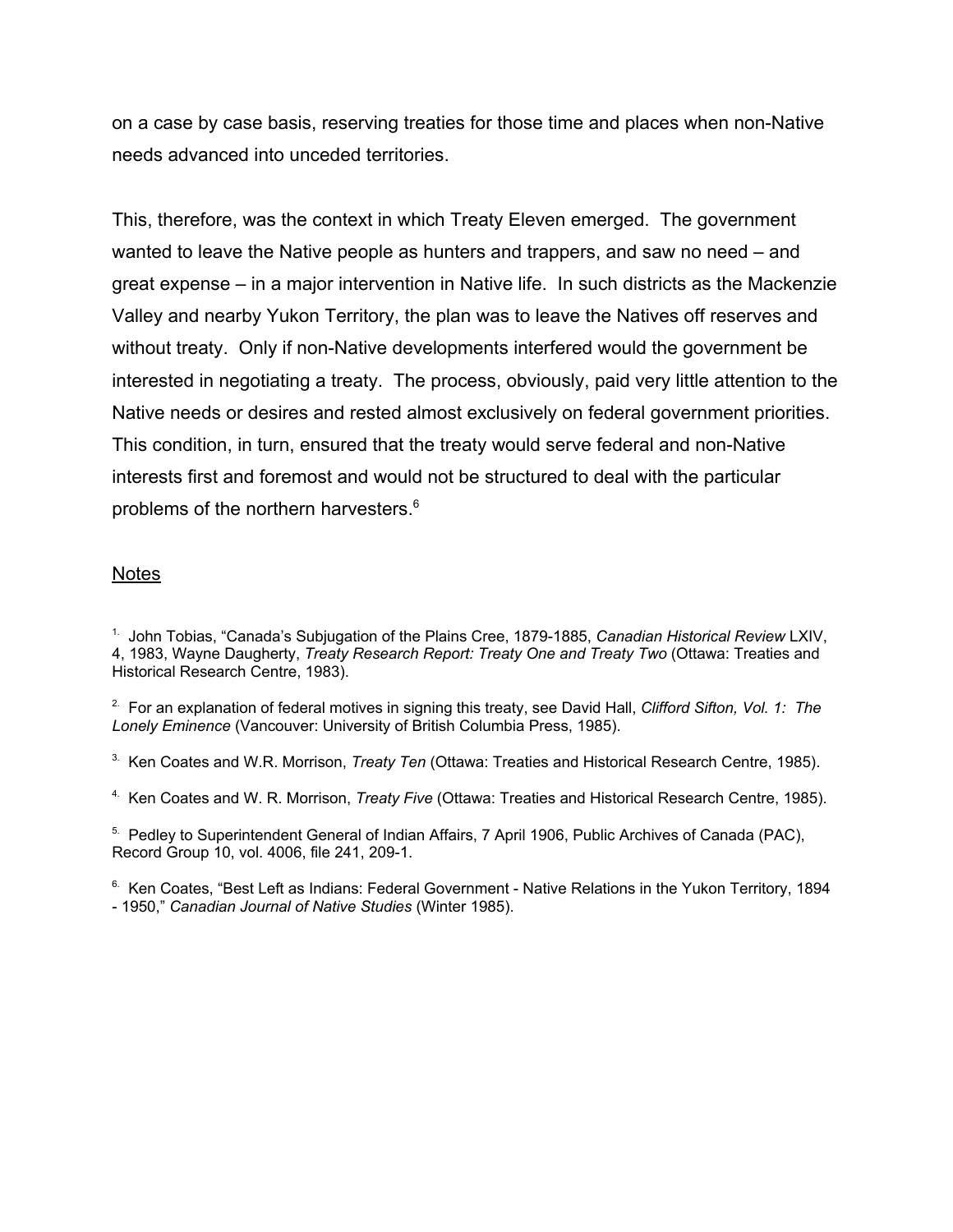on a case by case basis, reserving treaties for those time and places when non-Native needs advanced into unceded territories.

This, therefore, was the context in which Treaty Eleven emerged. The government wanted to leave the Native people as hunters and trappers, and saw no need – and great expense – in a major intervention in Native life. In such districts as the Mackenzie Valley and nearby Yukon Territory, the plan was to leave the Natives off reserves and without treaty. Only if non-Native developments interfered would the government be interested in negotiating a treaty. The process, obviously, paid very little attention to the Native needs or desires and rested almost exclusively on federal government priorities. This condition, in turn, ensured that the treaty would serve federal and non-Native interests first and foremost and would not be structured to deal with the particular problems of the northern harvesters.[6]

<u>Notes</u>

1. John Tobias, "Canada's Subjugation of the Plains Cree, 1879-1885, *Canadian Historical Review* LXIV, 4, 1983, Wayne Daugherty, *Treaty Research Report: Treaty One and Treaty Two* (Ottawa: Treaties and Historical Research Centre, 1983).

2. For an explanation of federal motives in signing this treaty, see David Hall, *Clifford Sifton, Vol. 1: The Lonely Eminence* (Vancouver: University of British Columbia Press, 1985).

3. Ken Coates and W.R. Morrison, *Treaty Ten* (Ottawa: Treaties and Historical Research Centre, 1985).

4. Ken Coates and W. R. Morrison, *Treaty Five* (Ottawa: Treaties and Historical Research Centre, 1985).

5. Pedley to Superintendent General of Indian Affairs, 7 April 1906, Public Archives of Canada (PAC), Record Group 10, vol. 4006, file 241, 209-1.

6. Ken Coates, "Best Left as Indians: Federal Government - Native Relations in the Yukon Territory, 1894 - 1950," *Canadian Journal of Native Studies* (Winter 1985).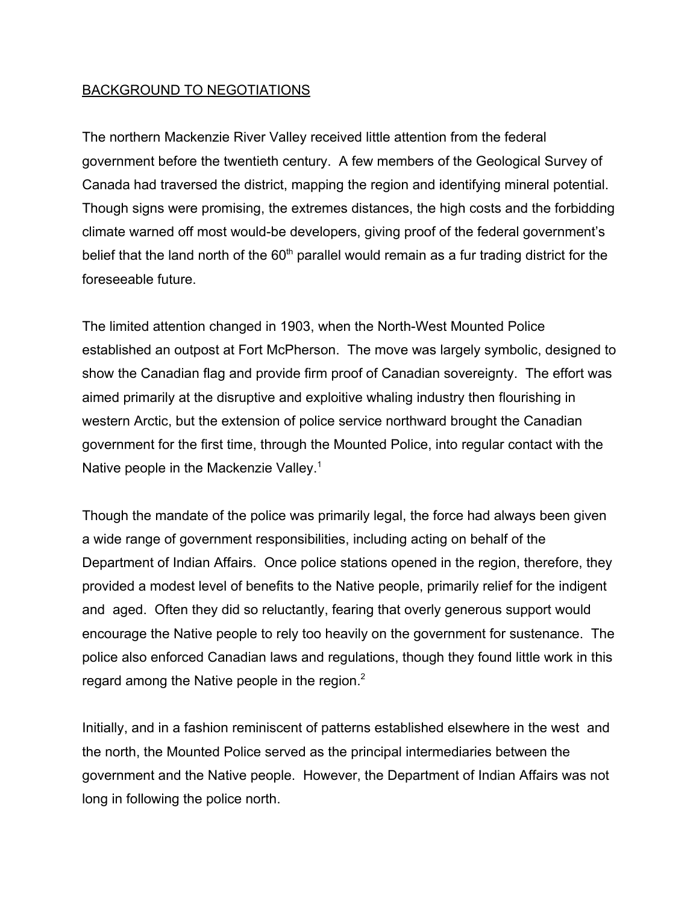## BACKGROUND TO NEGOTIATIONS

The northern Mackenzie River Valley received little attention from the federal government before the twentieth century. A few members of the Geological Survey of Canada had traversed the district, mapping the region and identifying mineral potential. Though signs were promising, the extremes distances, the high costs and the forbidding climate warned off most would-be developers, giving proof of the federal government's belief that the land north of the 60th parallel would remain as a fur trading district for the foreseeable future.

The limited attention changed in 1903, when the North-West Mounted Police established an outpost at Fort McPherson. The move was largely symbolic, designed to show the Canadian flag and provide firm proof of Canadian sovereignty. The effort was aimed primarily at the disruptive and exploitive whaling industry then flourishing in western Arctic, but the extension of police service northward brought the Canadian government for the first time, through the Mounted Police, into regular contact with the Native people in the Mackenzie Valley.[1]

Though the mandate of the police was primarily legal, the force had always been given a wide range of government responsibilities, including acting on behalf of the Department of Indian Affairs. Once police stations opened in the region, therefore, they provided a modest level of benefits to the Native people, primarily relief for the indigent and aged. Often they did so reluctantly, fearing that overly generous support would encourage the Native people to rely too heavily on the government for sustenance. The police also enforced Canadian laws and regulations, though they found little work in this regard among the Native people in the region.[2]

Initially, and in a fashion reminiscent of patterns established elsewhere in the west and the north, the Mounted Police served as the principal intermediaries between the government and the Native people. However, the Department of Indian Affairs was not long in following the police north.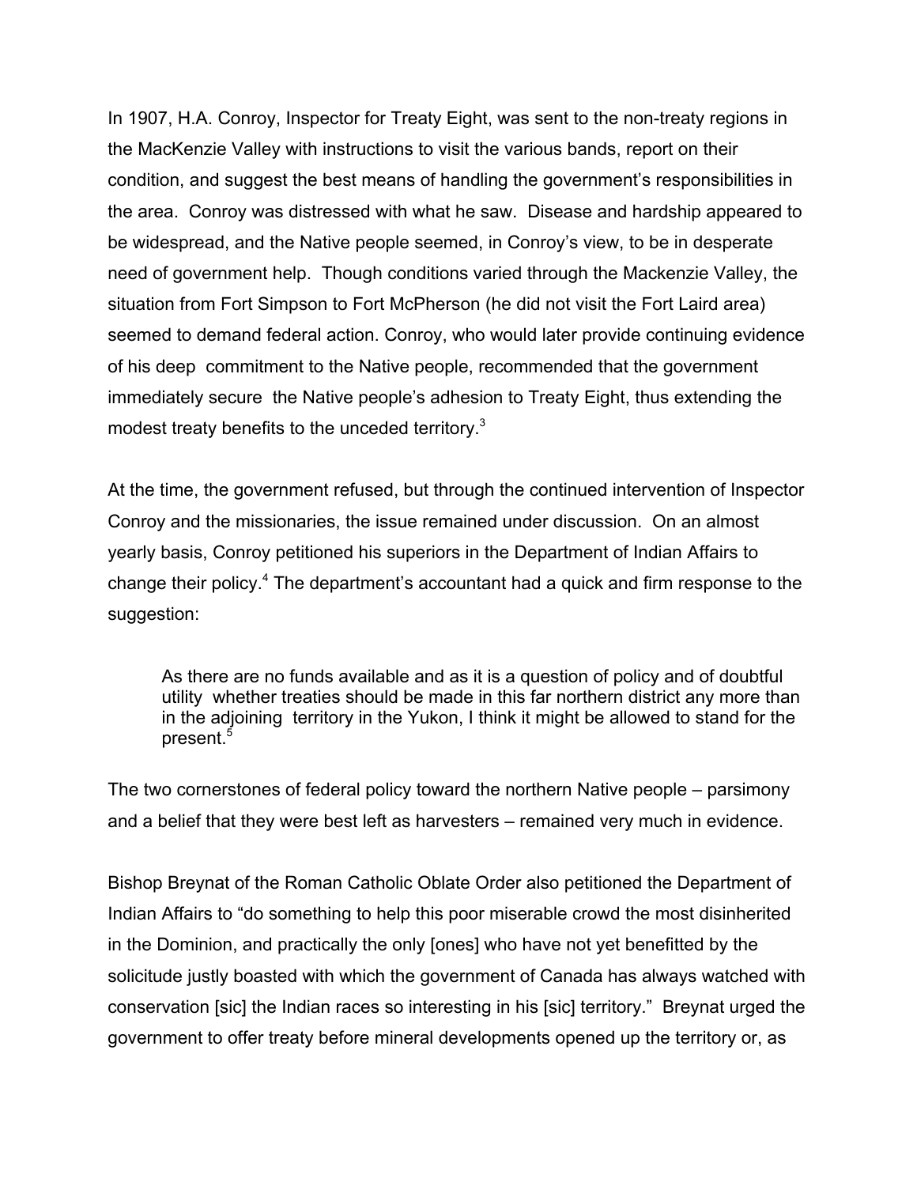In 1907, H.A. Conroy, Inspector for Treaty Eight, was sent to the non-treaty regions in the MacKenzie Valley with instructions to visit the various bands, report on their condition, and suggest the best means of handling the government's responsibilities in the area. Conroy was distressed with what he saw. Disease and hardship appeared to be widespread, and the Native people seemed, in Conroy's view, to be in desperate need of government help. Though conditions varied through the Mackenzie Valley, the situation from Fort Simpson to Fort McPherson (he did not visit the Fort Laird area) seemed to demand federal action. Conroy, who would later provide continuing evidence of his deep commitment to the Native people, recommended that the government immediately secure the Native people's adhesion to Treaty Eight, thus extending the modest treaty benefits to the unceded territory.[3]

At the time, the government refused, but through the continued intervention of Inspector Conroy and the missionaries, the issue remained under discussion. On an almost yearly basis, Conroy petitioned his superiors in the Department of Indian Affairs to change their policy.[4] The department's accountant had a quick and firm response to the suggestion:

> As there are no funds available and as it is a question of policy and of doubtful utility whether treaties should be made in this far northern district any more than in the adjoining territory in the Yukon, I think it might be allowed to stand for the present.[5]

The two cornerstones of federal policy toward the northern Native people – parsimony and a belief that they were best left as harvesters – remained very much in evidence.

Bishop Breynat of the Roman Catholic Oblate Order also petitioned the Department of Indian Affairs to "do something to help this poor miserable crowd the most disinherited in the Dominion, and practically the only [ones] who have not yet benefitted by the solicitude justly boasted with which the government of Canada has always watched with conservation [sic] the Indian races so interesting in his [sic] territory." Breynat urged the government to offer treaty before mineral developments opened up the territory or, as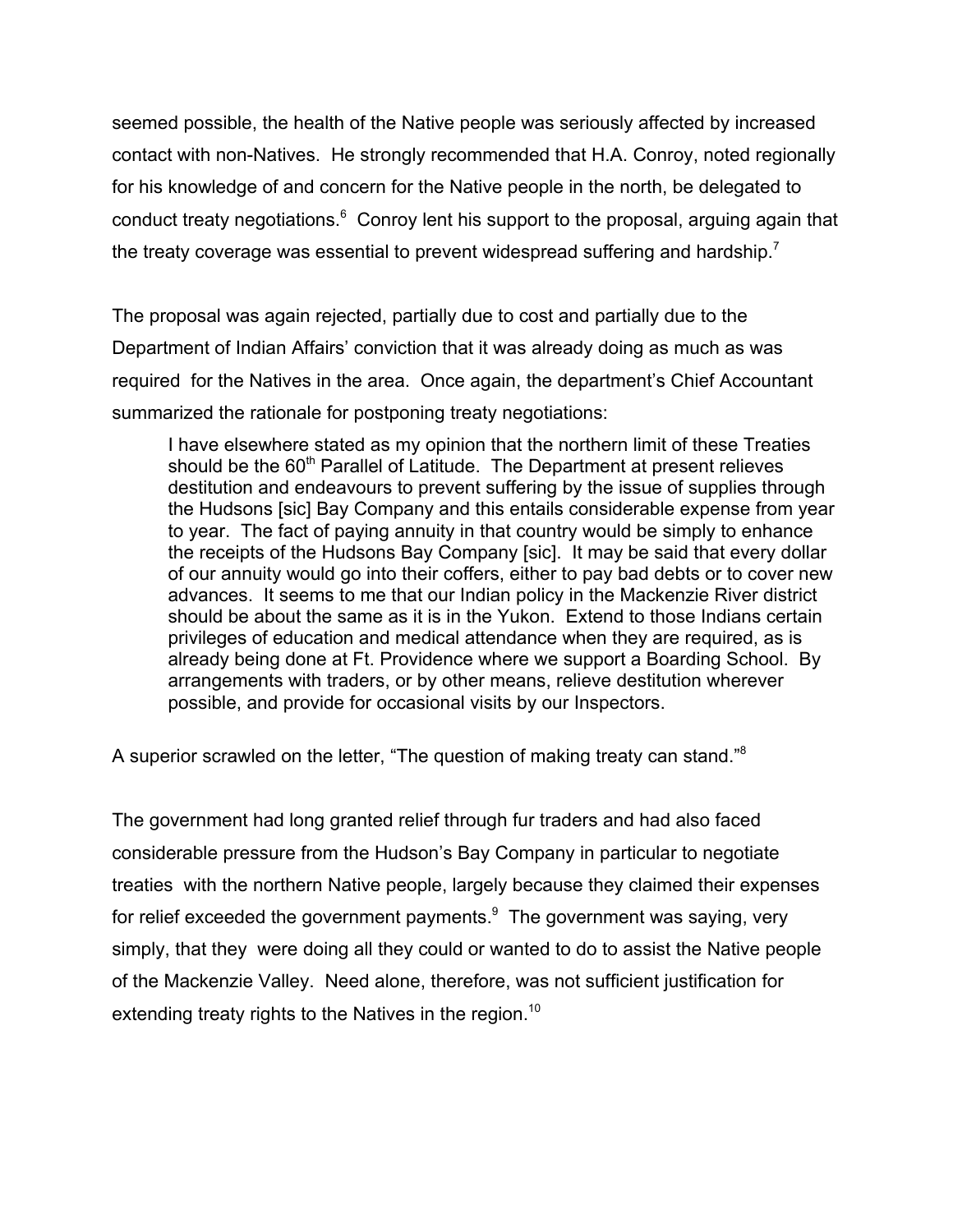seemed possible, the health of the Native people was seriously affected by increased contact with non-Natives. He strongly recommended that H.A. Conroy, noted regionally for his knowledge of and concern for the Native people in the north, be delegated to conduct treaty negotiations.[6] Conroy lent his support to the proposal, arguing again that the treaty coverage was essential to prevent widespread suffering and hardship.[7]

The proposal was again rejected, partially due to cost and partially due to the Department of Indian Affairs' conviction that it was already doing as much as was required for the Natives in the area. Once again, the department's Chief Accountant summarized the rationale for postponing treaty negotiations:

> I have elsewhere stated as my opinion that the northern limit of these Treaties should be the 60th Parallel of Latitude. The Department at present relieves destitution and endeavours to prevent suffering by the issue of supplies through the Hudsons [sic] Bay Company and this entails considerable expense from year to year. The fact of paying annuity in that country would be simply to enhance the receipts of the Hudsons Bay Company [sic]. It may be said that every dollar of our annuity would go into their coffers, either to pay bad debts or to cover new advances. It seems to me that our Indian policy in the Mackenzie River district should be about the same as it is in the Yukon. Extend to those Indians certain privileges of education and medical attendance when they are required, as is already being done at Ft. Providence where we support a Boarding School. By arrangements with traders, or by other means, relieve destitution wherever possible, and provide for occasional visits by our Inspectors.

A superior scrawled on the letter, "The question of making treaty can stand."[8]

The government had long granted relief through fur traders and had also faced considerable pressure from the Hudson's Bay Company in particular to negotiate treaties with the northern Native people, largely because they claimed their expenses for relief exceeded the government payments.[9] The government was saying, very simply, that they were doing all they could or wanted to do to assist the Native people of the Mackenzie Valley. Need alone, therefore, was not sufficient justification for extending treaty rights to the Natives in the region.[10]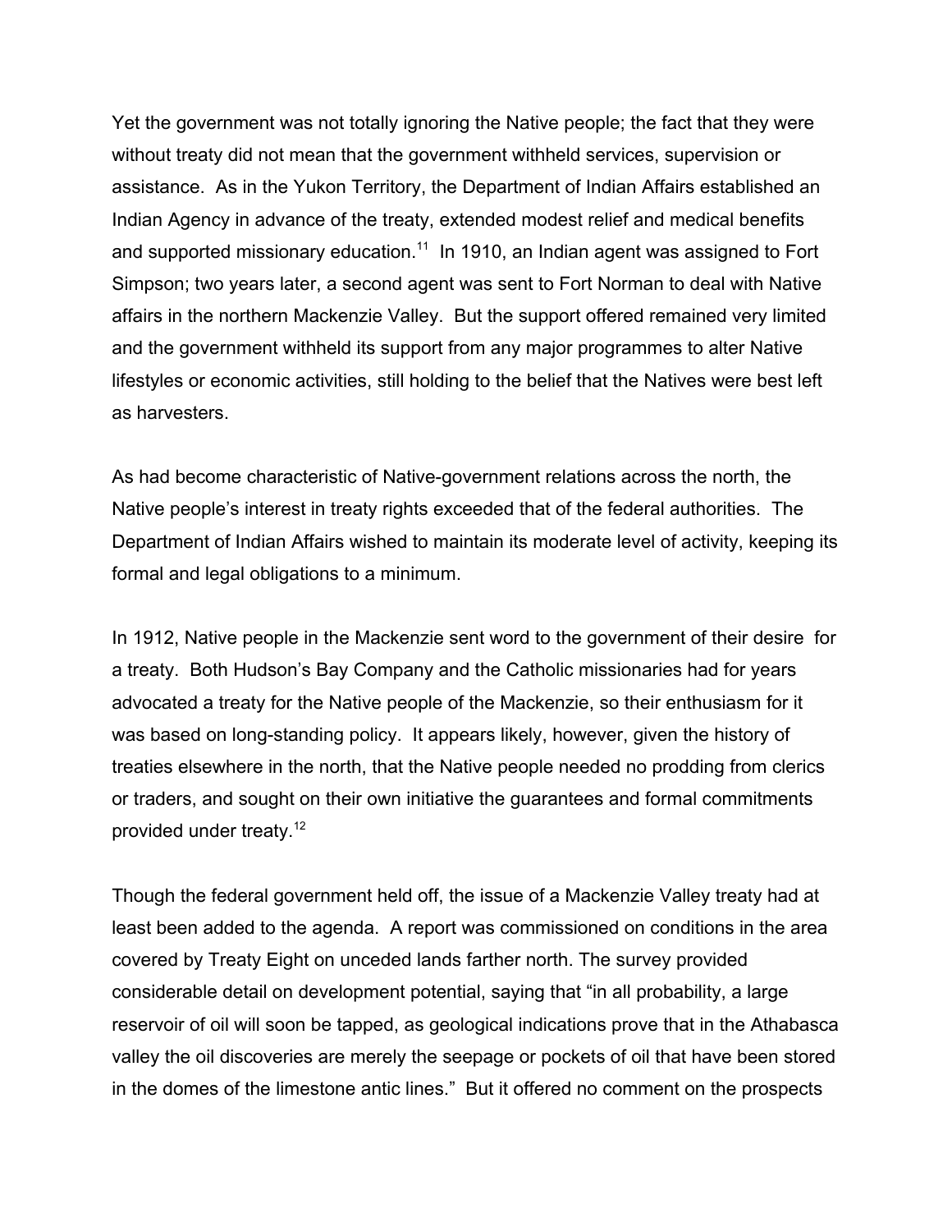Yet the government was not totally ignoring the Native people; the fact that they were without treaty did not mean that the government withheld services, supervision or assistance. As in the Yukon Territory, the Department of Indian Affairs established an Indian Agency in advance of the treaty, extended modest relief and medical benefits and supported missionary education.[11] In 1910, an Indian agent was assigned to Fort Simpson; two years later, a second agent was sent to Fort Norman to deal with Native affairs in the northern Mackenzie Valley. But the support offered remained very limited and the government withheld its support from any major programmes to alter Native lifestyles or economic activities, still holding to the belief that the Natives were best left as harvesters.

As had become characteristic of Native-government relations across the north, the Native people's interest in treaty rights exceeded that of the federal authorities. The Department of Indian Affairs wished to maintain its moderate level of activity, keeping its formal and legal obligations to a minimum.

In 1912, Native people in the Mackenzie sent word to the government of their desire for a treaty. Both Hudson's Bay Company and the Catholic missionaries had for years advocated a treaty for the Native people of the Mackenzie, so their enthusiasm for it was based on long-standing policy. It appears likely, however, given the history of treaties elsewhere in the north, that the Native people needed no prodding from clerics or traders, and sought on their own initiative the guarantees and formal commitments provided under treaty.[12]

Though the federal government held off, the issue of a Mackenzie Valley treaty had at least been added to the agenda. A report was commissioned on conditions in the area covered by Treaty Eight on unceded lands farther north. The survey provided considerable detail on development potential, saying that "in all probability, a large reservoir of oil will soon be tapped, as geological indications prove that in the Athabasca valley the oil discoveries are merely the seepage or pockets of oil that have been stored in the domes of the limestone antic lines." But it offered no comment on the prospects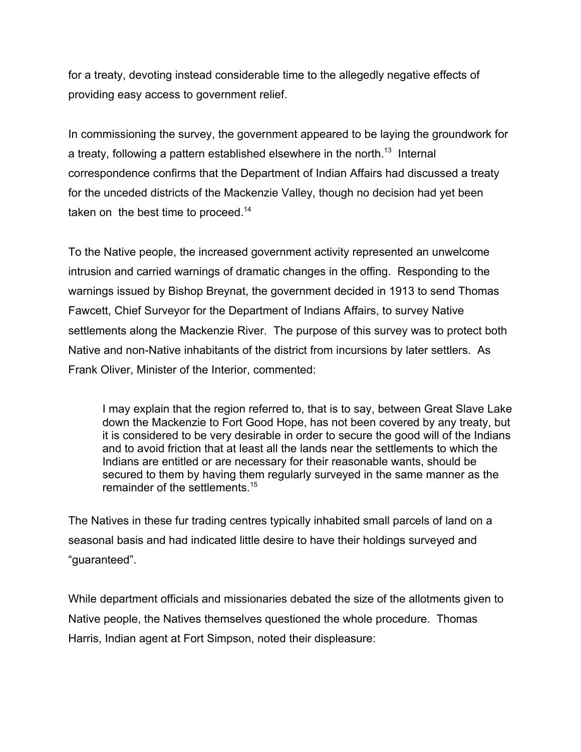for a treaty, devoting instead considerable time to the allegedly negative effects of providing easy access to government relief.

In commissioning the survey, the government appeared to be laying the groundwork for a treaty, following a pattern established elsewhere in the north.[13] Internal correspondence confirms that the Department of Indian Affairs had discussed a treaty for the unceded districts of the Mackenzie Valley, though no decision had yet been taken on the best time to proceed.[14]

To the Native people, the increased government activity represented an unwelcome intrusion and carried warnings of dramatic changes in the offing. Responding to the warnings issued by Bishop Breynat, the government decided in 1913 to send Thomas Fawcett, Chief Surveyor for the Department of Indians Affairs, to survey Native settlements along the Mackenzie River. The purpose of this survey was to protect both Native and non-Native inhabitants of the district from incursions by later settlers. As Frank Oliver, Minister of the Interior, commented:

> I may explain that the region referred to, that is to say, between Great Slave Lake down the Mackenzie to Fort Good Hope, has not been covered by any treaty, but it is considered to be very desirable in order to secure the good will of the Indians and to avoid friction that at least all the lands near the settlements to which the Indians are entitled or are necessary for their reasonable wants, should be secured to them by having them regularly surveyed in the same manner as the remainder of the settlements.[15]

The Natives in these fur trading centres typically inhabited small parcels of land on a seasonal basis and had indicated little desire to have their holdings surveyed and "guaranteed".

While department officials and missionaries debated the size of the allotments given to Native people, the Natives themselves questioned the whole procedure. Thomas Harris, Indian agent at Fort Simpson, noted their displeasure: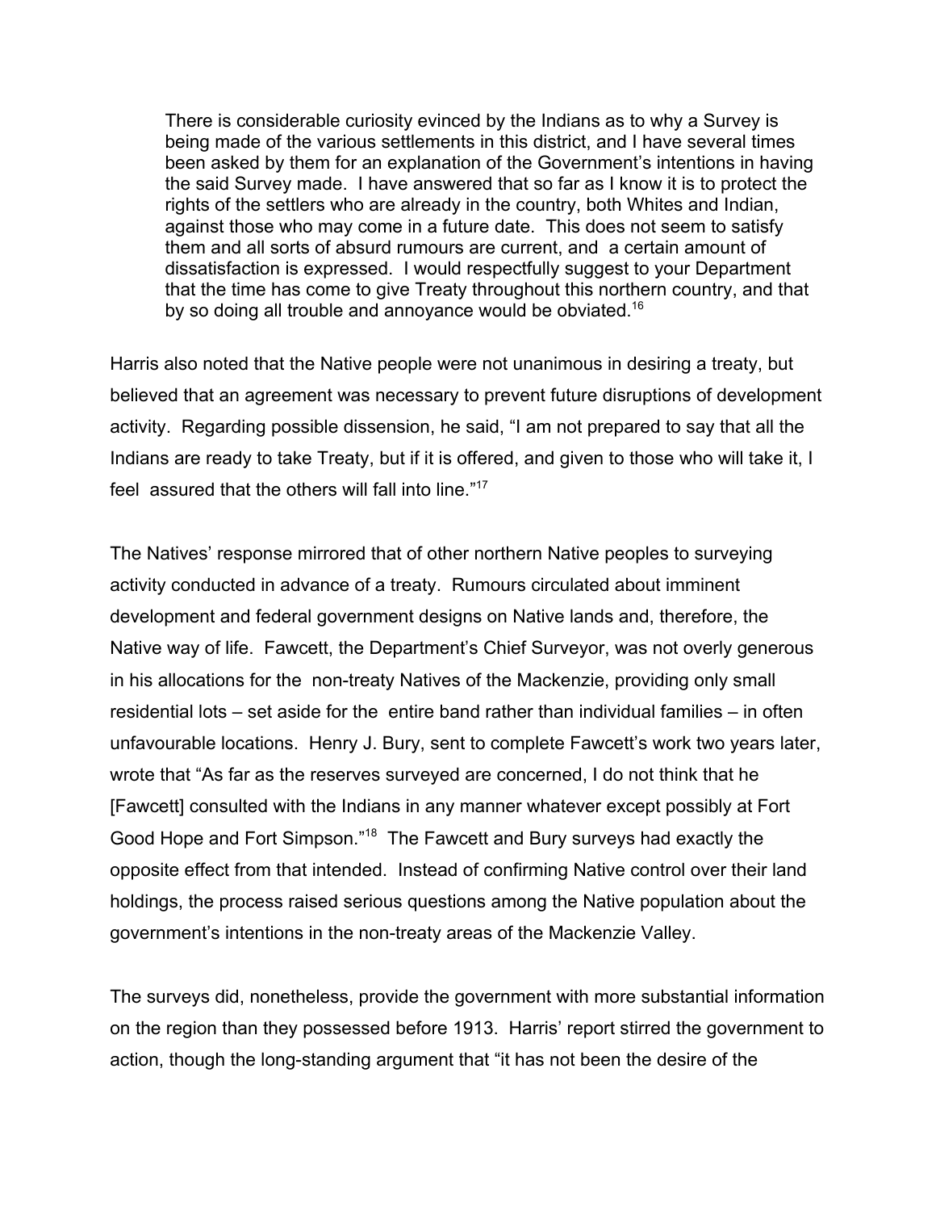> There is considerable curiosity evinced by the Indians as to why a Survey is being made of the various settlements in this district, and I have several times been asked by them for an explanation of the Government's intentions in having the said Survey made. I have answered that so far as I know it is to protect the rights of the settlers who are already in the country, both Whites and Indian, against those who may come in a future date. This does not seem to satisfy them and all sorts of absurd rumours are current, and a certain amount of dissatisfaction is expressed. I would respectfully suggest to your Department that the time has come to give Treaty throughout this northern country, and that by so doing all trouble and annoyance would be obviated.[16]

Harris also noted that the Native people were not unanimous in desiring a treaty, but believed that an agreement was necessary to prevent future disruptions of development activity. Regarding possible dissension, he said, "I am not prepared to say that all the Indians are ready to take Treaty, but if it is offered, and given to those who will take it, I feel assured that the others will fall into line."[17]

The Natives' response mirrored that of other northern Native peoples to surveying activity conducted in advance of a treaty. Rumours circulated about imminent development and federal government designs on Native lands and, therefore, the Native way of life. Fawcett, the Department's Chief Surveyor, was not overly generous in his allocations for the non-treaty Natives of the Mackenzie, providing only small residential lots – set aside for the entire band rather than individual families – in often unfavourable locations. Henry J. Bury, sent to complete Fawcett's work two years later, wrote that "As far as the reserves surveyed are concerned, I do not think that he [Fawcett] consulted with the Indians in any manner whatever except possibly at Fort Good Hope and Fort Simpson."[18] The Fawcett and Bury surveys had exactly the opposite effect from that intended. Instead of confirming Native control over their land holdings, the process raised serious questions among the Native population about the government's intentions in the non-treaty areas of the Mackenzie Valley.

The surveys did, nonetheless, provide the government with more substantial information on the region than they possessed before 1913. Harris' report stirred the government to action, though the long-standing argument that "it has not been the desire of the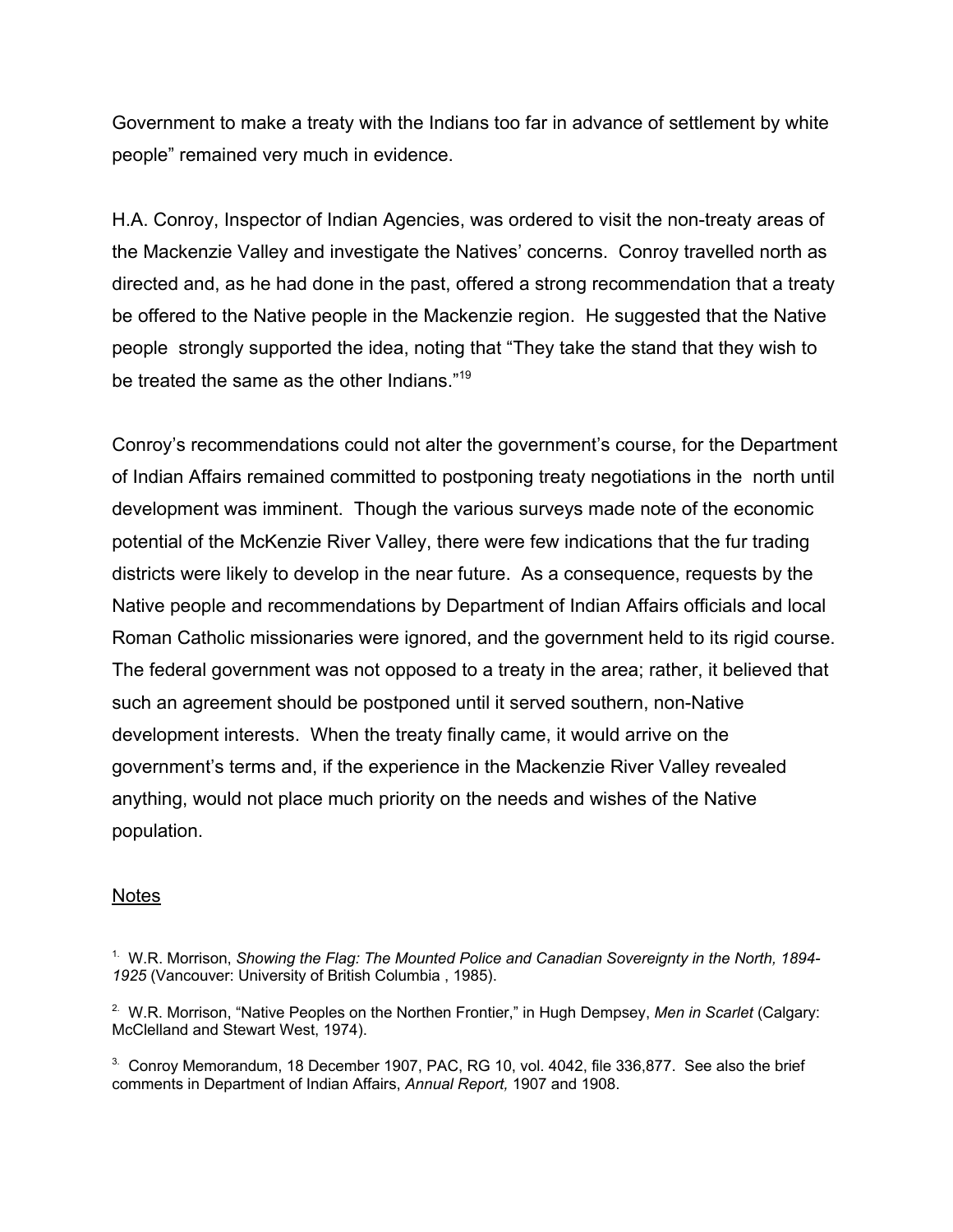Government to make a treaty with the Indians too far in advance of settlement by white people" remained very much in evidence.

H.A. Conroy, Inspector of Indian Agencies, was ordered to visit the non-treaty areas of the Mackenzie Valley and investigate the Natives' concerns. Conroy travelled north as directed and, as he had done in the past, offered a strong recommendation that a treaty be offered to the Native people in the Mackenzie region. He suggested that the Native people strongly supported the idea, noting that "They take the stand that they wish to be treated the same as the other Indians."[19]

Conroy's recommendations could not alter the government's course, for the Department of Indian Affairs remained committed to postponing treaty negotiations in the north until development was imminent. Though the various surveys made note of the economic potential of the McKenzie River Valley, there were few indications that the fur trading districts were likely to develop in the near future. As a consequence, requests by the Native people and recommendations by Department of Indian Affairs officials and local Roman Catholic missionaries were ignored, and the government held to its rigid course. The federal government was not opposed to a treaty in the area; rather, it believed that such an agreement should be postponed until it served southern, non-Native development interests. When the treaty finally came, it would arrive on the government's terms and, if the experience in the Mackenzie River Valley revealed anything, would not place much priority on the needs and wishes of the Native population.

<u>Notes</u>

1. W.R. Morrison, *Showing the Flag: The Mounted Police and Canadian Sovereignty in the North, 1894-1925* (Vancouver: University of British Columbia , 1985).

2. W.R. Morrison, "Native Peoples on the Northen Frontier," in Hugh Dempsey, *Men in Scarlet* (Calgary: McClelland and Stewart West, 1974).

3. Conroy Memorandum, 18 December 1907, PAC, RG 10, vol. 4042, file 336,877. See also the brief comments in Department of Indian Affairs, *Annual Report,* 1907 and 1908.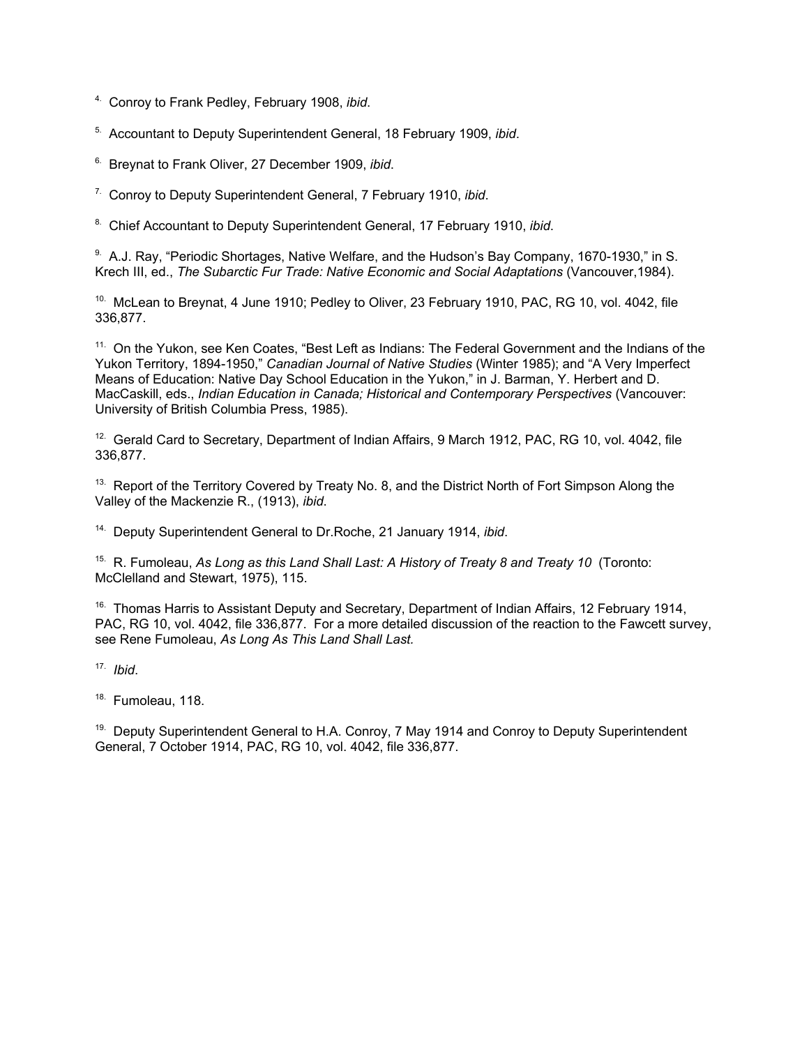4. Conroy to Frank Pedley, February 1908, *ibid*.

5. Accountant to Deputy Superintendent General, 18 February 1909, *ibid*.

6. Breynat to Frank Oliver, 27 December 1909, *ibid*.

7. Conroy to Deputy Superintendent General, 7 February 1910, *ibid*.

8. Chief Accountant to Deputy Superintendent General, 17 February 1910, *ibid*.

9. A.J. Ray, "Periodic Shortages, Native Welfare, and the Hudson's Bay Company, 1670-1930," in S. Krech III, ed., *The Subarctic Fur Trade: Native Economic and Social Adaptations* (Vancouver,1984).

10. McLean to Breynat, 4 June 1910; Pedley to Oliver, 23 February 1910, PAC, RG 10, vol. 4042, file 336,877.

11. On the Yukon, see Ken Coates, "Best Left as Indians: The Federal Government and the Indians of the Yukon Territory, 1894-1950," *Canadian Journal of Native Studies* (Winter 1985); and "A Very Imperfect Means of Education: Native Day School Education in the Yukon," in J. Barman, Y. Herbert and D. MacCaskill, eds., *Indian Education in Canada; Historical and Contemporary Perspectives* (Vancouver: University of British Columbia Press, 1985).

12. Gerald Card to Secretary, Department of Indian Affairs, 9 March 1912, PAC, RG 10, vol. 4042, file 336,877.

13. Report of the Territory Covered by Treaty No. 8, and the District North of Fort Simpson Along the Valley of the Mackenzie R., (1913), *ibid*.

14. Deputy Superintendent General to Dr.Roche, 21 January 1914, *ibid*.

15. R. Fumoleau, *As Long as this Land Shall Last: A History of Treaty 8 and Treaty 10* (Toronto: McClelland and Stewart, 1975), 115.

16. Thomas Harris to Assistant Deputy and Secretary, Department of Indian Affairs, 12 February 1914, PAC, RG 10, vol. 4042, file 336,877. For a more detailed discussion of the reaction to the Fawcett survey, see Rene Fumoleau, *As Long As This Land Shall Last.*

17. *Ibid*.

18. Fumoleau, 118.

19. Deputy Superintendent General to H.A. Conroy, 7 May 1914 and Conroy to Deputy Superintendent General, 7 October 1914, PAC, RG 10, vol. 4042, file 336,877.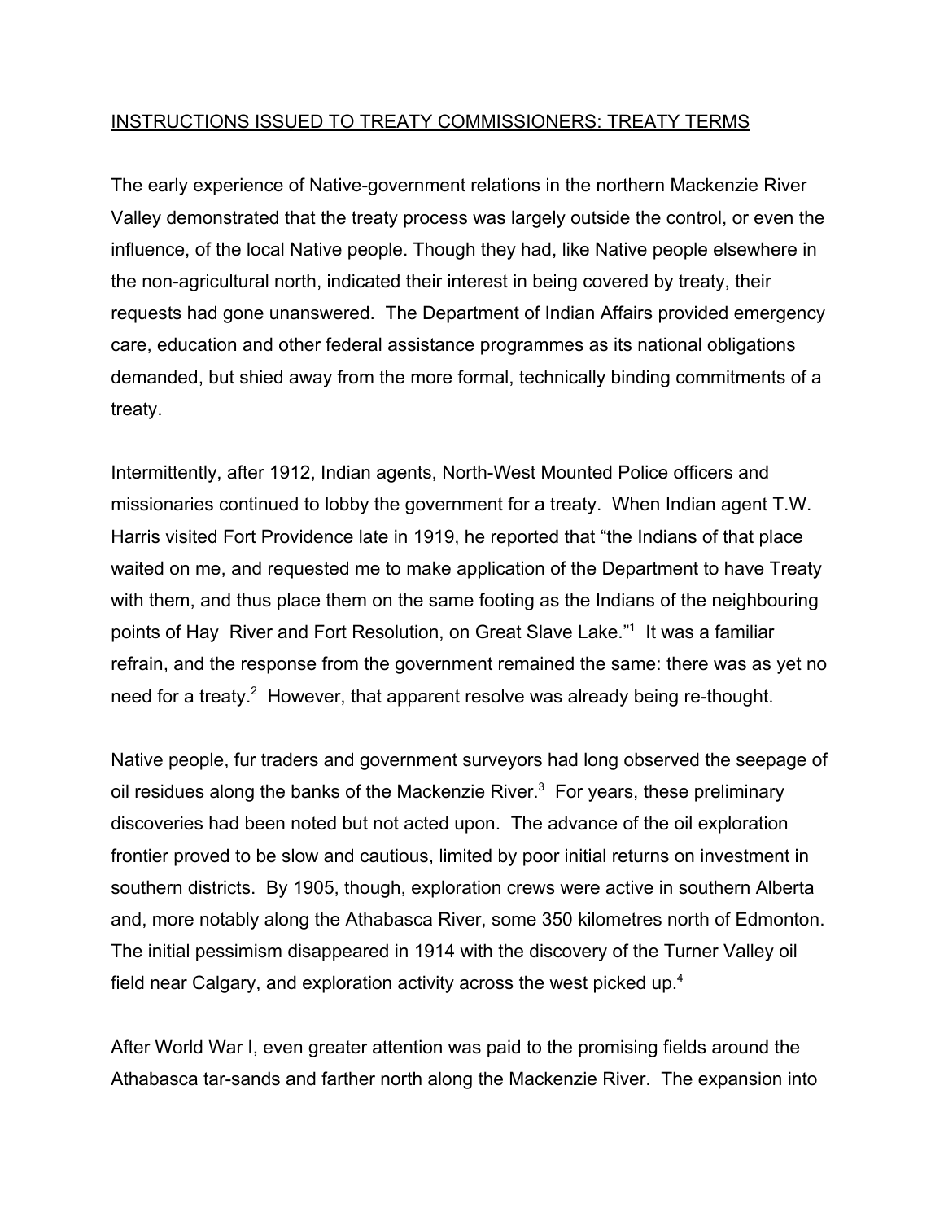## INSTRUCTIONS ISSUED TO TREATY COMMISSIONERS: TREATY TERMS

The early experience of Native-government relations in the northern Mackenzie River Valley demonstrated that the treaty process was largely outside the control, or even the influence, of the local Native people. Though they had, like Native people elsewhere in the non-agricultural north, indicated their interest in being covered by treaty, their requests had gone unanswered. The Department of Indian Affairs provided emergency care, education and other federal assistance programmes as its national obligations demanded, but shied away from the more formal, technically binding commitments of a treaty.

Intermittently, after 1912, Indian agents, North-West Mounted Police officers and missionaries continued to lobby the government for a treaty. When Indian agent T.W. Harris visited Fort Providence late in 1919, he reported that "the Indians of that place waited on me, and requested me to make application of the Department to have Treaty with them, and thus place them on the same footing as the Indians of the neighbouring points of Hay River and Fort Resolution, on Great Slave Lake."[1] It was a familiar refrain, and the response from the government remained the same: there was as yet no need for a treaty.[2] However, that apparent resolve was already being re-thought.

Native people, fur traders and government surveyors had long observed the seepage of oil residues along the banks of the Mackenzie River.[3] For years, these preliminary discoveries had been noted but not acted upon. The advance of the oil exploration frontier proved to be slow and cautious, limited by poor initial returns on investment in southern districts. By 1905, though, exploration crews were active in southern Alberta and, more notably along the Athabasca River, some 350 kilometres north of Edmonton. The initial pessimism disappeared in 1914 with the discovery of the Turner Valley oil field near Calgary, and exploration activity across the west picked up.[4]

After World War I, even greater attention was paid to the promising fields around the Athabasca tar-sands and farther north along the Mackenzie River. The expansion into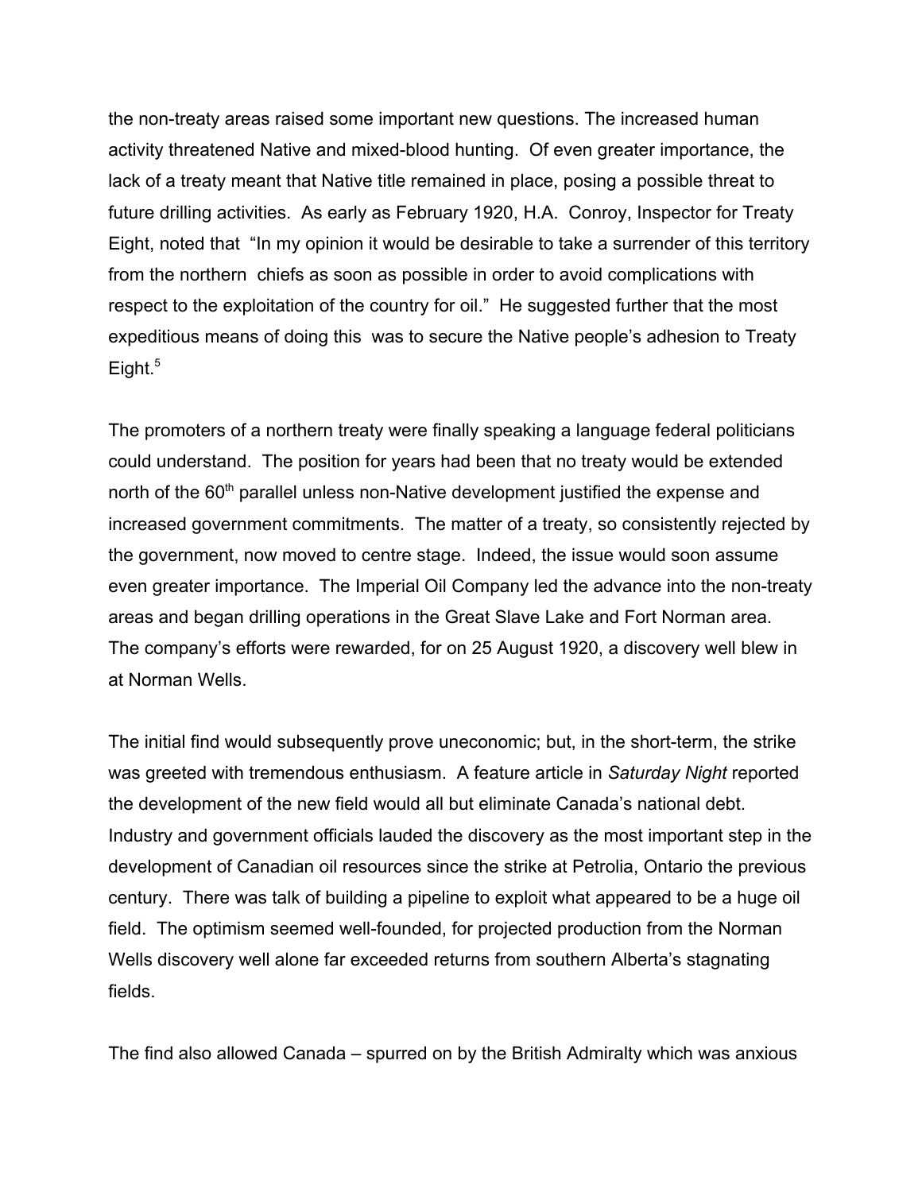the non-treaty areas raised some important new questions. The increased human activity threatened Native and mixed-blood hunting. Of even greater importance, the lack of a treaty meant that Native title remained in place, posing a possible threat to future drilling activities. As early as February 1920, H.A. Conroy, Inspector for Treaty Eight, noted that "In my opinion it would be desirable to take a surrender of this territory from the northern chiefs as soon as possible in order to avoid complications with respect to the exploitation of the country for oil." He suggested further that the most expeditious means of doing this was to secure the Native people's adhesion to Treaty Eight.[5]

The promoters of a northern treaty were finally speaking a language federal politicians could understand. The position for years had been that no treaty would be extended north of the 60th parallel unless non-Native development justified the expense and increased government commitments. The matter of a treaty, so consistently rejected by the government, now moved to centre stage. Indeed, the issue would soon assume even greater importance. The Imperial Oil Company led the advance into the non-treaty areas and began drilling operations in the Great Slave Lake and Fort Norman area. The company's efforts were rewarded, for on 25 August 1920, a discovery well blew in at Norman Wells.

The initial find would subsequently prove uneconomic; but, in the short-term, the strike was greeted with tremendous enthusiasm. A feature article in *Saturday Night* reported the development of the new field would all but eliminate Canada's national debt. Industry and government officials lauded the discovery as the most important step in the development of Canadian oil resources since the strike at Petrolia, Ontario the previous century. There was talk of building a pipeline to exploit what appeared to be a huge oil field. The optimism seemed well-founded, for projected production from the Norman Wells discovery well alone far exceeded returns from southern Alberta's stagnating fields.

The find also allowed Canada – spurred on by the British Admiralty which was anxious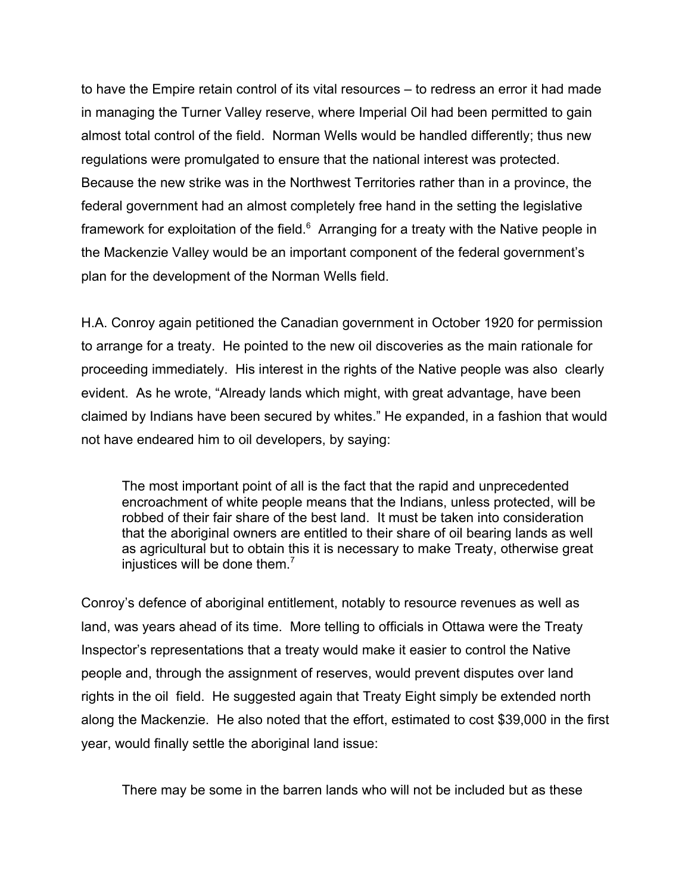to have the Empire retain control of its vital resources – to redress an error it had made in managing the Turner Valley reserve, where Imperial Oil had been permitted to gain almost total control of the field. Norman Wells would be handled differently; thus new regulations were promulgated to ensure that the national interest was protected. Because the new strike was in the Northwest Territories rather than in a province, the federal government had an almost completely free hand in the setting the legislative framework for exploitation of the field.[6] Arranging for a treaty with the Native people in the Mackenzie Valley would be an important component of the federal government's plan for the development of the Norman Wells field.

H.A. Conroy again petitioned the Canadian government in October 1920 for permission to arrange for a treaty. He pointed to the new oil discoveries as the main rationale for proceeding immediately. His interest in the rights of the Native people was also clearly evident. As he wrote, "Already lands which might, with great advantage, have been claimed by Indians have been secured by whites." He expanded, in a fashion that would not have endeared him to oil developers, by saying:

> The most important point of all is the fact that the rapid and unprecedented encroachment of white people means that the Indians, unless protected, will be robbed of their fair share of the best land. It must be taken into consideration that the aboriginal owners are entitled to their share of oil bearing lands as well as agricultural but to obtain this it is necessary to make Treaty, otherwise great injustices will be done them.[7]

Conroy's defence of aboriginal entitlement, notably to resource revenues as well as land, was years ahead of its time. More telling to officials in Ottawa were the Treaty Inspector's representations that a treaty would make it easier to control the Native people and, through the assignment of reserves, would prevent disputes over land rights in the oil field. He suggested again that Treaty Eight simply be extended north along the Mackenzie. He also noted that the effort, estimated to cost $39,000 in the first year, would finally settle the aboriginal land issue:

> There may be some in the barren lands who will not be included but as these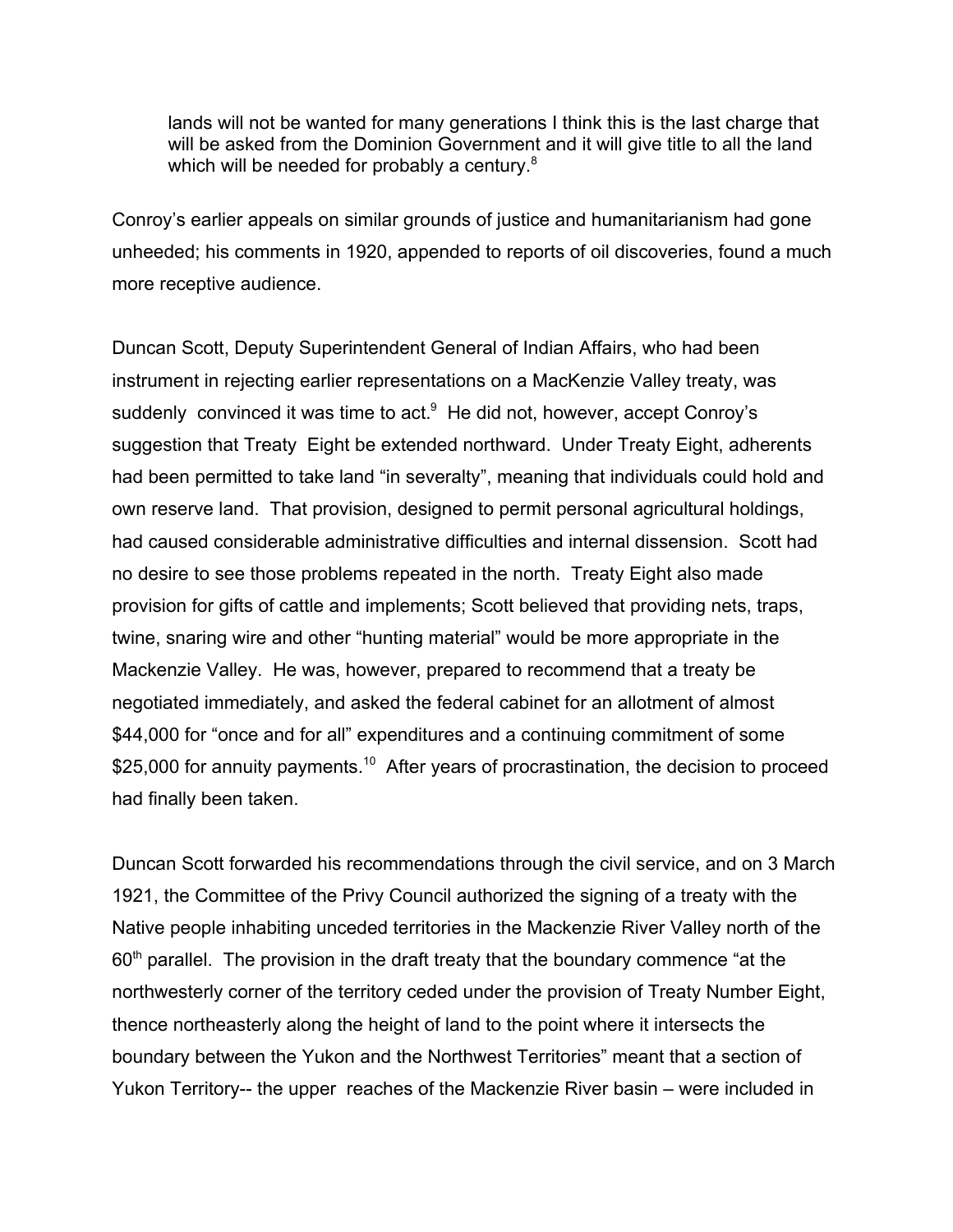> lands will not be wanted for many generations I think this is the last charge that will be asked from the Dominion Government and it will give title to all the land which will be needed for probably a century.[8]

Conroy's earlier appeals on similar grounds of justice and humanitarianism had gone unheeded; his comments in 1920, appended to reports of oil discoveries, found a much more receptive audience.

Duncan Scott, Deputy Superintendent General of Indian Affairs, who had been instrument in rejecting earlier representations on a MacKenzie Valley treaty, was suddenly convinced it was time to act.[9] He did not, however, accept Conroy's suggestion that Treaty Eight be extended northward. Under Treaty Eight, adherents had been permitted to take land "in severalty", meaning that individuals could hold and own reserve land. That provision, designed to permit personal agricultural holdings, had caused considerable administrative difficulties and internal dissension. Scott had no desire to see those problems repeated in the north. Treaty Eight also made provision for gifts of cattle and implements; Scott believed that providing nets, traps, twine, snaring wire and other "hunting material" would be more appropriate in the Mackenzie Valley. He was, however, prepared to recommend that a treaty be negotiated immediately, and asked the federal cabinet for an allotment of almost $44,000 for "once and for all" expenditures and a continuing commitment of some $25,000 for annuity payments.[10] After years of procrastination, the decision to proceed had finally been taken.

Duncan Scott forwarded his recommendations through the civil service, and on 3 March 1921, the Committee of the Privy Council authorized the signing of a treaty with the Native people inhabiting unceded territories in the Mackenzie River Valley north of the 60th parallel. The provision in the draft treaty that the boundary commence "at the northwesterly corner of the territory ceded under the provision of Treaty Number Eight, thence northeasterly along the height of land to the point where it intersects the boundary between the Yukon and the Northwest Territories" meant that a section of Yukon Territory-- the upper reaches of the Mackenzie River basin – were included in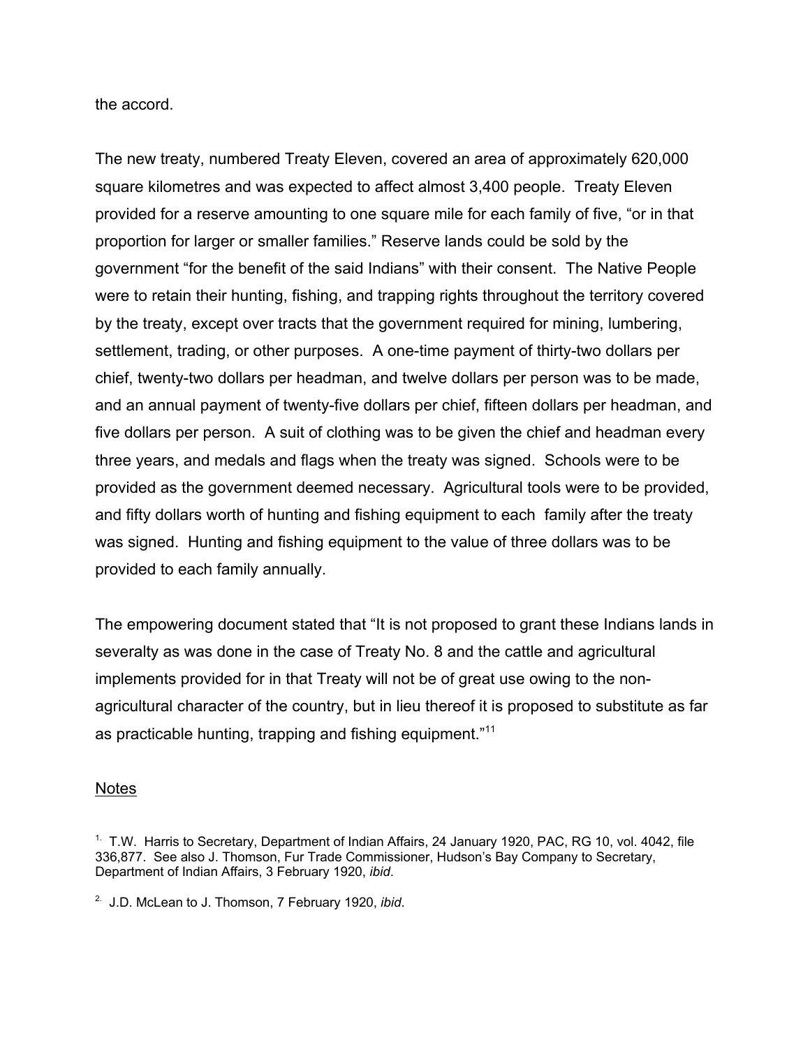the accord.

The new treaty, numbered Treaty Eleven, covered an area of approximately 620,000 square kilometres and was expected to affect almost 3,400 people. Treaty Eleven provided for a reserve amounting to one square mile for each family of five, "or in that proportion for larger or smaller families." Reserve lands could be sold by the government "for the benefit of the said Indians" with their consent. The Native People were to retain their hunting, fishing, and trapping rights throughout the territory covered by the treaty, except over tracts that the government required for mining, lumbering, settlement, trading, or other purposes. A one-time payment of thirty-two dollars per chief, twenty-two dollars per headman, and twelve dollars per person was to be made, and an annual payment of twenty-five dollars per chief, fifteen dollars per headman, and five dollars per person. A suit of clothing was to be given the chief and headman every three years, and medals and flags when the treaty was signed. Schools were to be provided as the government deemed necessary. Agricultural tools were to be provided, and fifty dollars worth of hunting and fishing equipment to each family after the treaty was signed. Hunting and fishing equipment to the value of three dollars was to be provided to each family annually.

The empowering document stated that "It is not proposed to grant these Indians lands in severalty as was done in the case of Treaty No. 8 and the cattle and agricultural implements provided for in that Treaty will not be of great use owing to the non-agricultural character of the country, but in lieu thereof it is proposed to substitute as far as practicable hunting, trapping and fishing equipment."[11]

## Notes

1. T.W. Harris to Secretary, Department of Indian Affairs, 24 January 1920, PAC, RG 10, vol. 4042, file 336,877. See also J. Thomson, Fur Trade Commissioner, Hudson's Bay Company to Secretary, Department of Indian Affairs, 3 February 1920, *ibid*.

2. J.D. McLean to J. Thomson, 7 February 1920, *ibid*.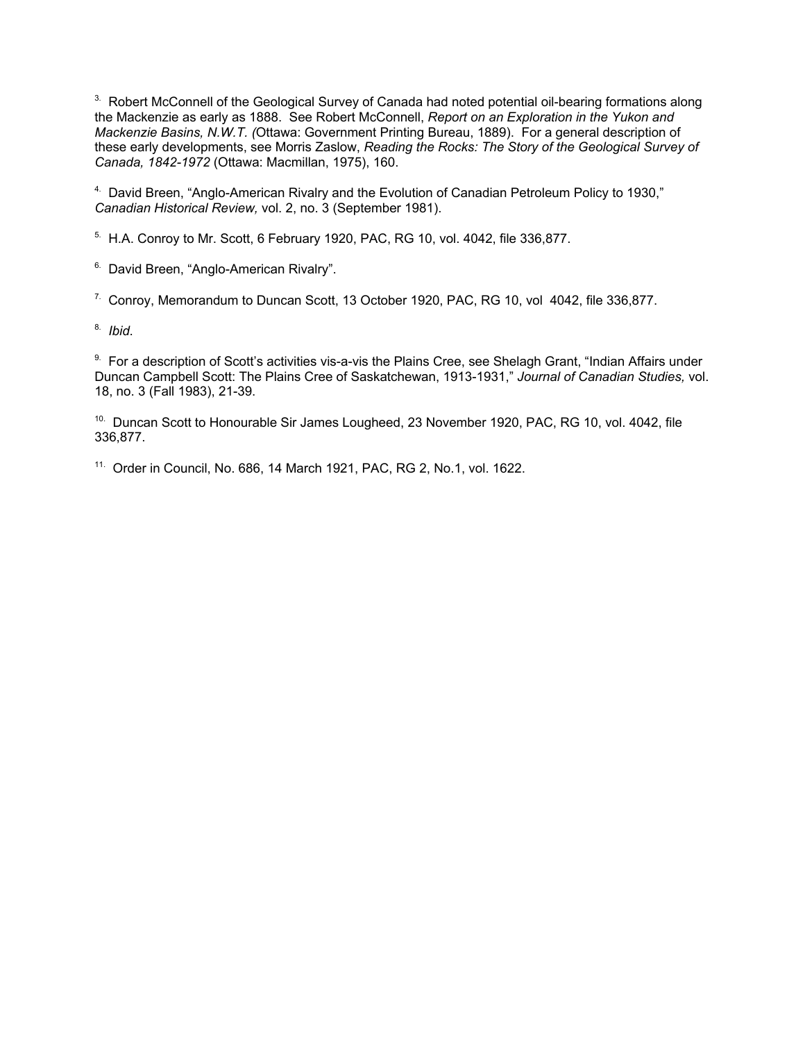[3.] Robert McConnell of the Geological Survey of Canada had noted potential oil-bearing formations along the Mackenzie as early as 1888. See Robert McConnell, *Report on an Exploration in the Yukon and Mackenzie Basins, N.W.T. (*Ottawa: Government Printing Bureau, 1889). For a general description of these early developments, see Morris Zaslow, *Reading the Rocks: The Story of the Geological Survey of Canada, 1842-1972* (Ottawa: Macmillan, 1975), 160.

[4.] David Breen, "Anglo-American Rivalry and the Evolution of Canadian Petroleum Policy to 1930," *Canadian Historical Review,* vol. 2, no. 3 (September 1981).

[5.] H.A. Conroy to Mr. Scott, 6 February 1920, PAC, RG 10, vol. 4042, file 336,877.

[6.] David Breen, "Anglo-American Rivalry".

[7.] Conroy, Memorandum to Duncan Scott, 13 October 1920, PAC, RG 10, vol 4042, file 336,877.

[8.] *Ibid*.

[9.] For a description of Scott's activities vis-a-vis the Plains Cree, see Shelagh Grant, "Indian Affairs under Duncan Campbell Scott: The Plains Cree of Saskatchewan, 1913-1931," *Journal of Canadian Studies,* vol. 18, no. 3 (Fall 1983), 21-39.

[10.] Duncan Scott to Honourable Sir James Lougheed, 23 November 1920, PAC, RG 10, vol. 4042, file 336,877.

[11.] Order in Council, No. 686, 14 March 1921, PAC, RG 2, No.1, vol. 1622.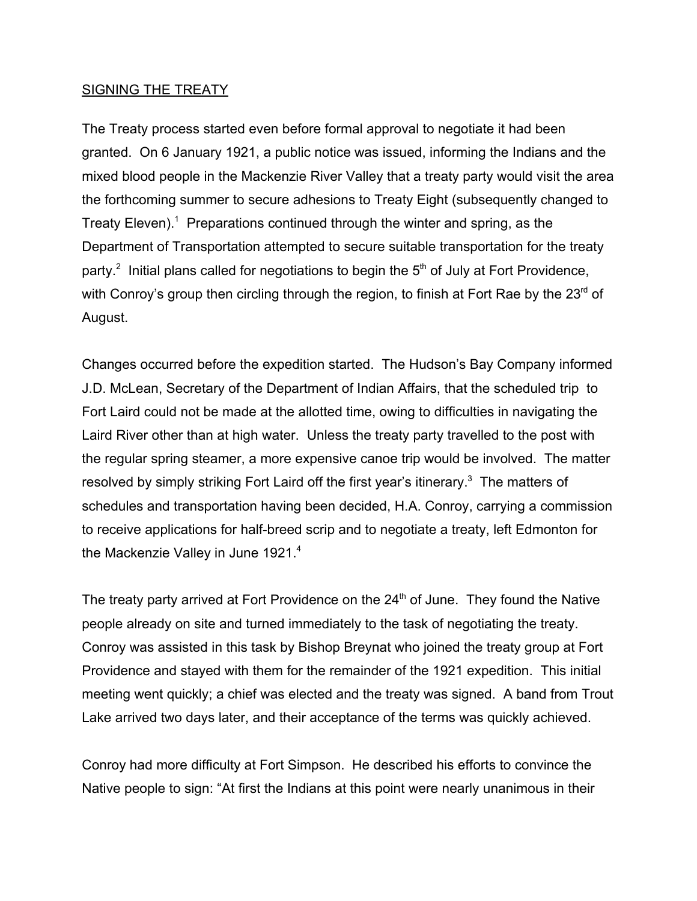<u>SIGNING THE TREATY</u>

The Treaty process started even before formal approval to negotiate it had been granted. On 6 January 1921, a public notice was issued, informing the Indians and the mixed blood people in the Mackenzie River Valley that a treaty party would visit the area the forthcoming summer to secure adhesions to Treaty Eight (subsequently changed to Treaty Eleven).[1] Preparations continued through the winter and spring, as the Department of Transportation attempted to secure suitable transportation for the treaty party.[2] Initial plans called for negotiations to begin the 5th of July at Fort Providence, with Conroy's group then circling through the region, to finish at Fort Rae by the 23rd of August.

Changes occurred before the expedition started. The Hudson's Bay Company informed J.D. McLean, Secretary of the Department of Indian Affairs, that the scheduled trip to Fort Laird could not be made at the allotted time, owing to difficulties in navigating the Laird River other than at high water. Unless the treaty party travelled to the post with the regular spring steamer, a more expensive canoe trip would be involved. The matter resolved by simply striking Fort Laird off the first year's itinerary.[3] The matters of schedules and transportation having been decided, H.A. Conroy, carrying a commission to receive applications for half-breed scrip and to negotiate a treaty, left Edmonton for the Mackenzie Valley in June 1921.[4]

The treaty party arrived at Fort Providence on the 24th of June. They found the Native people already on site and turned immediately to the task of negotiating the treaty. Conroy was assisted in this task by Bishop Breynat who joined the treaty group at Fort Providence and stayed with them for the remainder of the 1921 expedition. This initial meeting went quickly; a chief was elected and the treaty was signed. A band from Trout Lake arrived two days later, and their acceptance of the terms was quickly achieved.

Conroy had more difficulty at Fort Simpson. He described his efforts to convince the Native people to sign: "At first the Indians at this point were nearly unanimous in their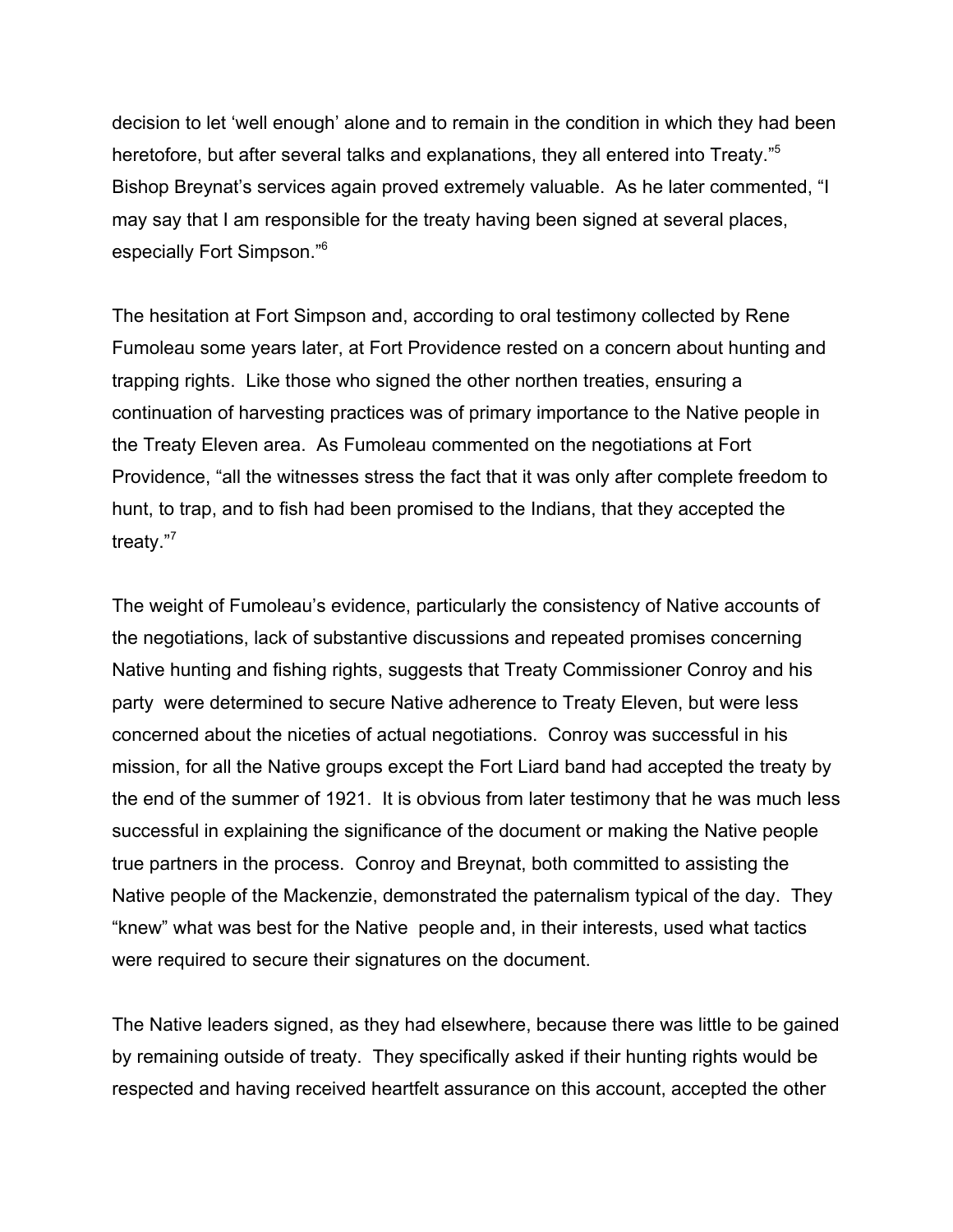decision to let 'well enough' alone and to remain in the condition in which they had been heretofore, but after several talks and explanations, they all entered into Treaty."[5] Bishop Breynat's services again proved extremely valuable. As he later commented, "I may say that I am responsible for the treaty having been signed at several places, especially Fort Simpson."[6]

The hesitation at Fort Simpson and, according to oral testimony collected by Rene Fumoleau some years later, at Fort Providence rested on a concern about hunting and trapping rights. Like those who signed the other northen treaties, ensuring a continuation of harvesting practices was of primary importance to the Native people in the Treaty Eleven area. As Fumoleau commented on the negotiations at Fort Providence, "all the witnesses stress the fact that it was only after complete freedom to hunt, to trap, and to fish had been promised to the Indians, that they accepted the treaty."[7]

The weight of Fumoleau's evidence, particularly the consistency of Native accounts of the negotiations, lack of substantive discussions and repeated promises concerning Native hunting and fishing rights, suggests that Treaty Commissioner Conroy and his party were determined to secure Native adherence to Treaty Eleven, but were less concerned about the niceties of actual negotiations. Conroy was successful in his mission, for all the Native groups except the Fort Liard band had accepted the treaty by the end of the summer of 1921. It is obvious from later testimony that he was much less successful in explaining the significance of the document or making the Native people true partners in the process. Conroy and Breynat, both committed to assisting the Native people of the Mackenzie, demonstrated the paternalism typical of the day. They "knew" what was best for the Native people and, in their interests, used what tactics were required to secure their signatures on the document.

The Native leaders signed, as they had elsewhere, because there was little to be gained by remaining outside of treaty. They specifically asked if their hunting rights would be respected and having received heartfelt assurance on this account, accepted the other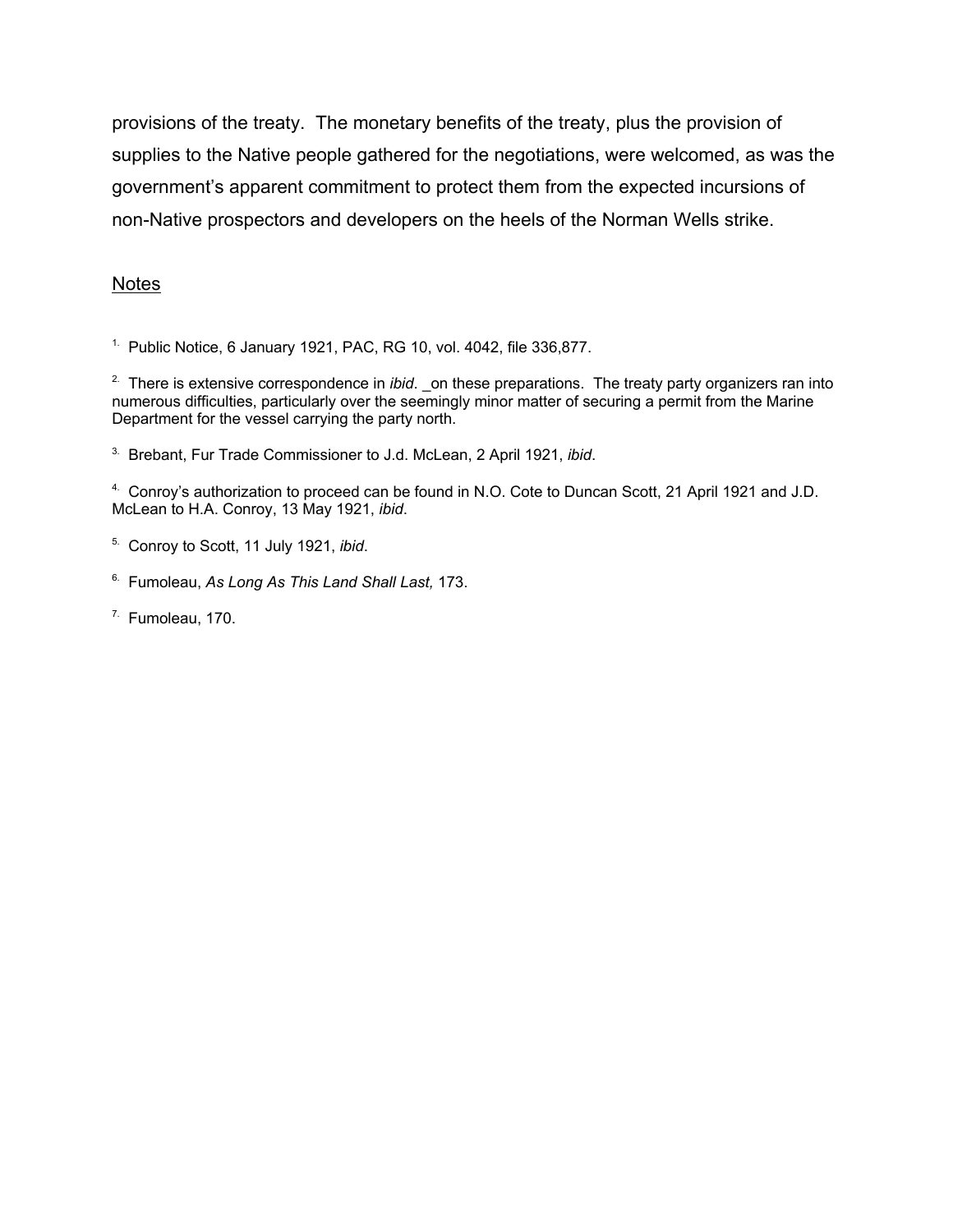provisions of the treaty. The monetary benefits of the treaty, plus the provision of supplies to the Native people gathered for the negotiations, were welcomed, as was the government's apparent commitment to protect them from the expected incursions of non-Native prospectors and developers on the heels of the Norman Wells strike.

## Notes

1. Public Notice, 6 January 1921, PAC, RG 10, vol. 4042, file 336,877.

2. There is extensive correspondence in *ibid*. _on these preparations. The treaty party organizers ran into numerous difficulties, particularly over the seemingly minor matter of securing a permit from the Marine Department for the vessel carrying the party north.

3. Brebant, Fur Trade Commissioner to J.d. McLean, 2 April 1921, *ibid*.

4. Conroy's authorization to proceed can be found in N.O. Cote to Duncan Scott, 21 April 1921 and J.D. McLean to H.A. Conroy, 13 May 1921, *ibid*.

5. Conroy to Scott, 11 July 1921, *ibid*.

6. Fumoleau, *As Long As This Land Shall Last,* 173.

7. Fumoleau, 170.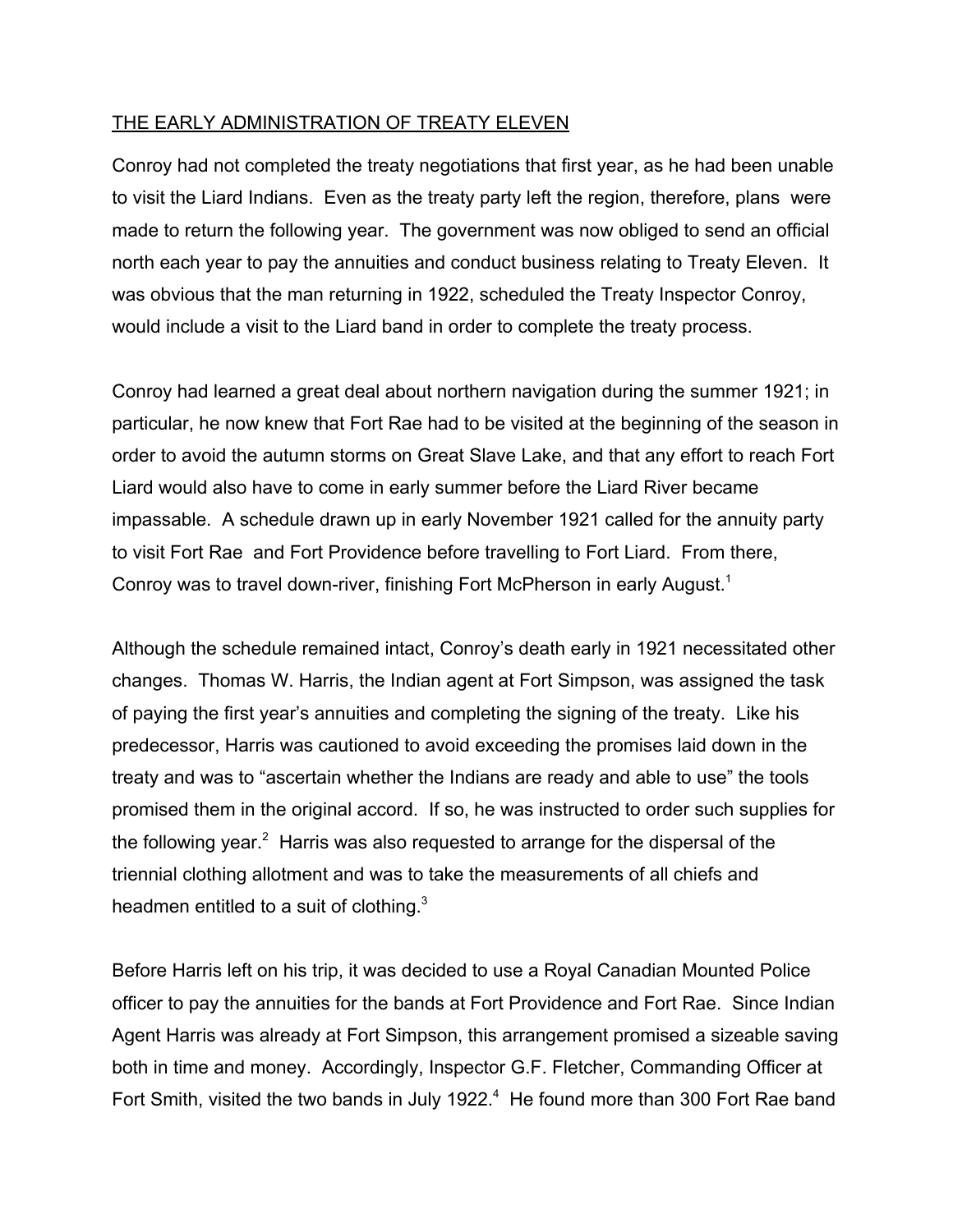## THE EARLY ADMINISTRATION OF TREATY ELEVEN

Conroy had not completed the treaty negotiations that first year, as he had been unable to visit the Liard Indians. Even as the treaty party left the region, therefore, plans were made to return the following year. The government was now obliged to send an official north each year to pay the annuities and conduct business relating to Treaty Eleven. It was obvious that the man returning in 1922, scheduled the Treaty Inspector Conroy, would include a visit to the Liard band in order to complete the treaty process.

Conroy had learned a great deal about northern navigation during the summer 1921; in particular, he now knew that Fort Rae had to be visited at the beginning of the season in order to avoid the autumn storms on Great Slave Lake, and that any effort to reach Fort Liard would also have to come in early summer before the Liard River became impassable. A schedule drawn up in early November 1921 called for the annuity party to visit Fort Rae and Fort Providence before travelling to Fort Liard. From there, Conroy was to travel down-river, finishing Fort McPherson in early August.[1]

Although the schedule remained intact, Conroy's death early in 1921 necessitated other changes. Thomas W. Harris, the Indian agent at Fort Simpson, was assigned the task of paying the first year's annuities and completing the signing of the treaty. Like his predecessor, Harris was cautioned to avoid exceeding the promises laid down in the treaty and was to "ascertain whether the Indians are ready and able to use" the tools promised them in the original accord. If so, he was instructed to order such supplies for the following year.[2] Harris was also requested to arrange for the dispersal of the triennial clothing allotment and was to take the measurements of all chiefs and headmen entitled to a suit of clothing.[3]

Before Harris left on his trip, it was decided to use a Royal Canadian Mounted Police officer to pay the annuities for the bands at Fort Providence and Fort Rae. Since Indian Agent Harris was already at Fort Simpson, this arrangement promised a sizeable saving both in time and money. Accordingly, Inspector G.F. Fletcher, Commanding Officer at Fort Smith, visited the two bands in July 1922.[4] He found more than 300 Fort Rae band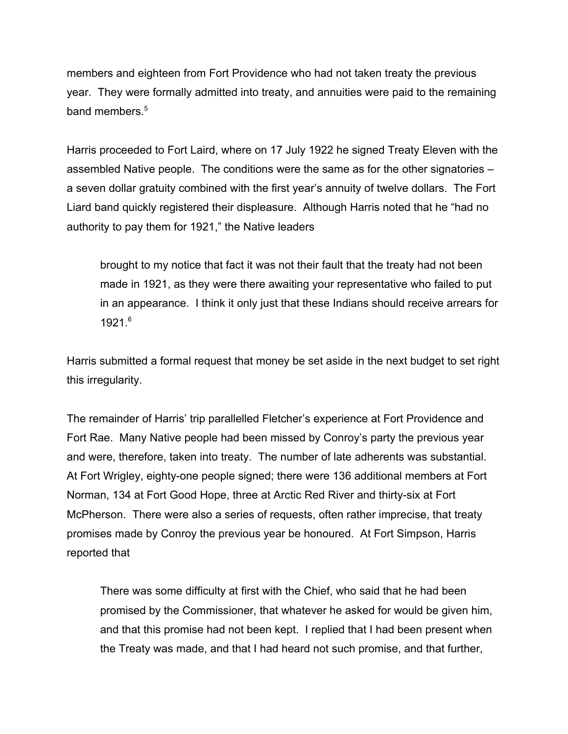members and eighteen from Fort Providence who had not taken treaty the previous year. They were formally admitted into treaty, and annuities were paid to the remaining band members.[5]

Harris proceeded to Fort Laird, where on 17 July 1922 he signed Treaty Eleven with the assembled Native people. The conditions were the same as for the other signatories – a seven dollar gratuity combined with the first year's annuity of twelve dollars. The Fort Liard band quickly registered their displeasure. Although Harris noted that he "had no authority to pay them for 1921," the Native leaders

> brought to my notice that fact it was not their fault that the treaty had not been made in 1921, as they were there awaiting your representative who failed to put in an appearance. I think it only just that these Indians should receive arrears for 1921.[6]

Harris submitted a formal request that money be set aside in the next budget to set right this irregularity.

The remainder of Harris' trip parallelled Fletcher's experience at Fort Providence and Fort Rae. Many Native people had been missed by Conroy's party the previous year and were, therefore, taken into treaty. The number of late adherents was substantial. At Fort Wrigley, eighty-one people signed; there were 136 additional members at Fort Norman, 134 at Fort Good Hope, three at Arctic Red River and thirty-six at Fort McPherson. There were also a series of requests, often rather imprecise, that treaty promises made by Conroy the previous year be honoured. At Fort Simpson, Harris reported that

> There was some difficulty at first with the Chief, who said that he had been promised by the Commissioner, that whatever he asked for would be given him, and that this promise had not been kept. I replied that I had been present when the Treaty was made, and that I had heard not such promise, and that further,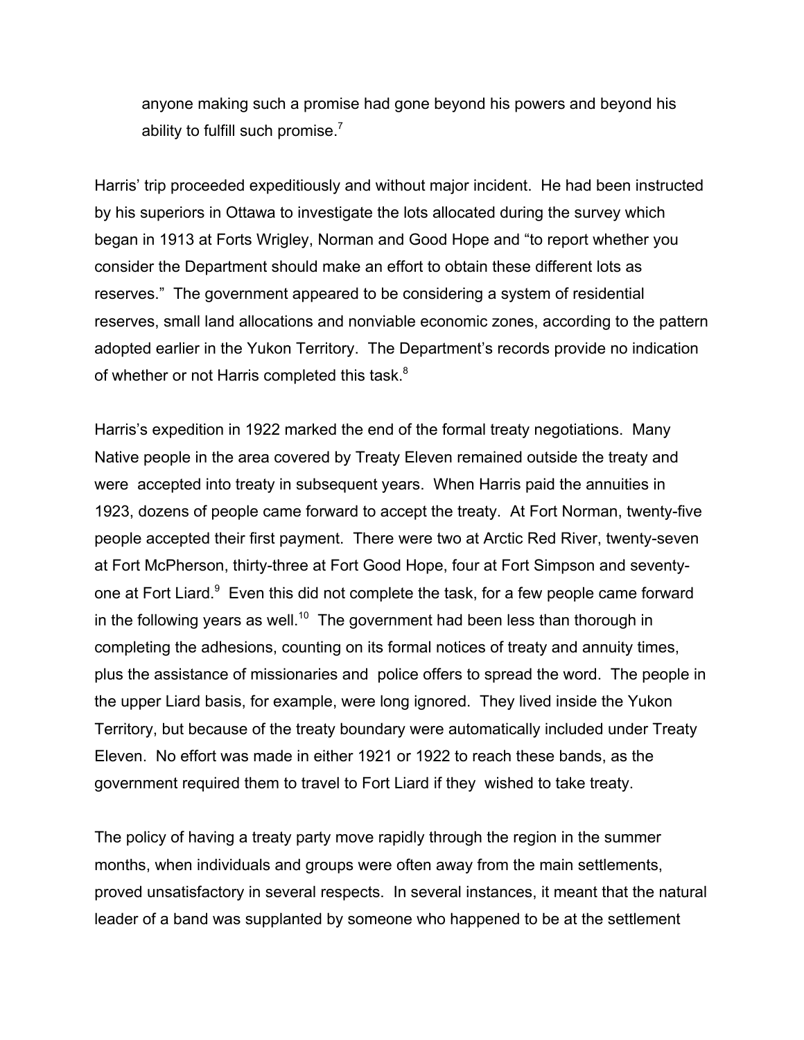anyone making such a promise had gone beyond his powers and beyond his ability to fulfill such promise.[7]

Harris' trip proceeded expeditiously and without major incident. He had been instructed by his superiors in Ottawa to investigate the lots allocated during the survey which began in 1913 at Forts Wrigley, Norman and Good Hope and "to report whether you consider the Department should make an effort to obtain these different lots as reserves." The government appeared to be considering a system of residential reserves, small land allocations and nonviable economic zones, according to the pattern adopted earlier in the Yukon Territory. The Department's records provide no indication of whether or not Harris completed this task.[8]

Harris's expedition in 1922 marked the end of the formal treaty negotiations. Many Native people in the area covered by Treaty Eleven remained outside the treaty and were accepted into treaty in subsequent years. When Harris paid the annuities in 1923, dozens of people came forward to accept the treaty. At Fort Norman, twenty-five people accepted their first payment. There were two at Arctic Red River, twenty-seven at Fort McPherson, thirty-three at Fort Good Hope, four at Fort Simpson and seventy-one at Fort Liard.[9] Even this did not complete the task, for a few people came forward in the following years as well.[10] The government had been less than thorough in completing the adhesions, counting on its formal notices of treaty and annuity times, plus the assistance of missionaries and police offers to spread the word. The people in the upper Liard basis, for example, were long ignored. They lived inside the Yukon Territory, but because of the treaty boundary were automatically included under Treaty Eleven. No effort was made in either 1921 or 1922 to reach these bands, as the government required them to travel to Fort Liard if they wished to take treaty.

The policy of having a treaty party move rapidly through the region in the summer months, when individuals and groups were often away from the main settlements, proved unsatisfactory in several respects. In several instances, it meant that the natural leader of a band was supplanted by someone who happened to be at the settlement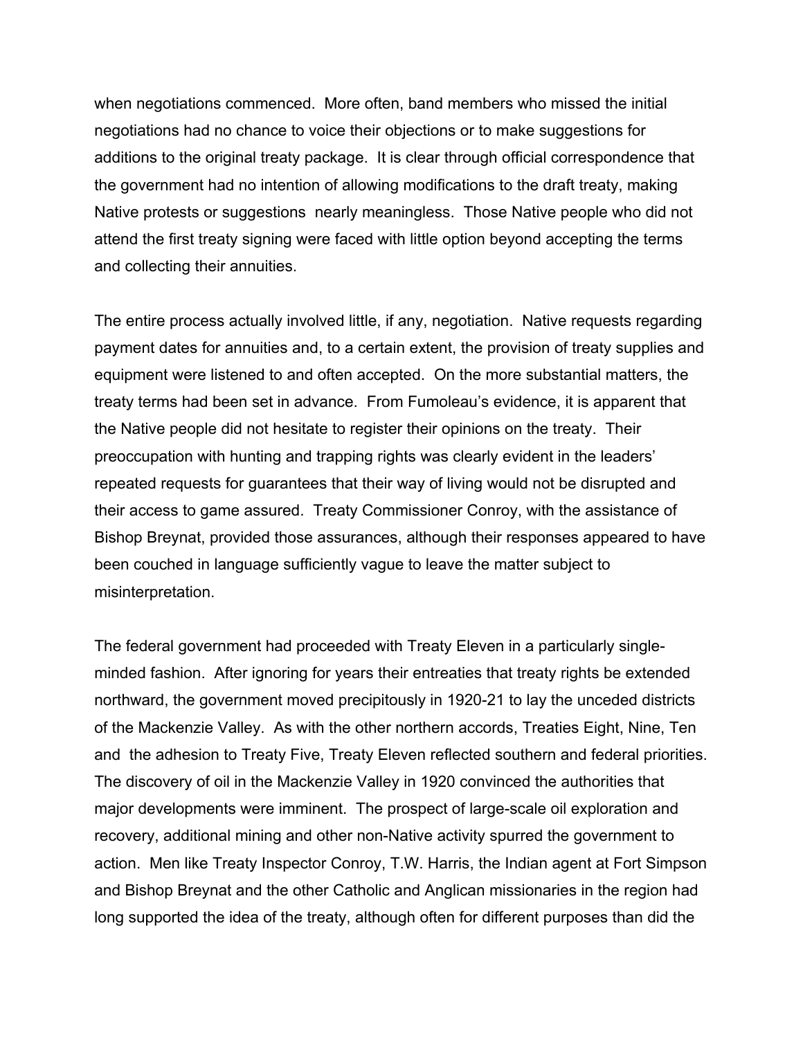when negotiations commenced. More often, band members who missed the initial negotiations had no chance to voice their objections or to make suggestions for additions to the original treaty package. It is clear through official correspondence that the government had no intention of allowing modifications to the draft treaty, making Native protests or suggestions nearly meaningless. Those Native people who did not attend the first treaty signing were faced with little option beyond accepting the terms and collecting their annuities.

The entire process actually involved little, if any, negotiation. Native requests regarding payment dates for annuities and, to a certain extent, the provision of treaty supplies and equipment were listened to and often accepted. On the more substantial matters, the treaty terms had been set in advance. From Fumoleau's evidence, it is apparent that the Native people did not hesitate to register their opinions on the treaty. Their preoccupation with hunting and trapping rights was clearly evident in the leaders' repeated requests for guarantees that their way of living would not be disrupted and their access to game assured. Treaty Commissioner Conroy, with the assistance of Bishop Breynat, provided those assurances, although their responses appeared to have been couched in language sufficiently vague to leave the matter subject to misinterpretation.

The federal government had proceeded with Treaty Eleven in a particularly single-minded fashion. After ignoring for years their entreaties that treaty rights be extended northward, the government moved precipitously in 1920-21 to lay the unceded districts of the Mackenzie Valley. As with the other northern accords, Treaties Eight, Nine, Ten and the adhesion to Treaty Five, Treaty Eleven reflected southern and federal priorities. The discovery of oil in the Mackenzie Valley in 1920 convinced the authorities that major developments were imminent. The prospect of large-scale oil exploration and recovery, additional mining and other non-Native activity spurred the government to action. Men like Treaty Inspector Conroy, T.W. Harris, the Indian agent at Fort Simpson and Bishop Breynat and the other Catholic and Anglican missionaries in the region had long supported the idea of the treaty, although often for different purposes than did the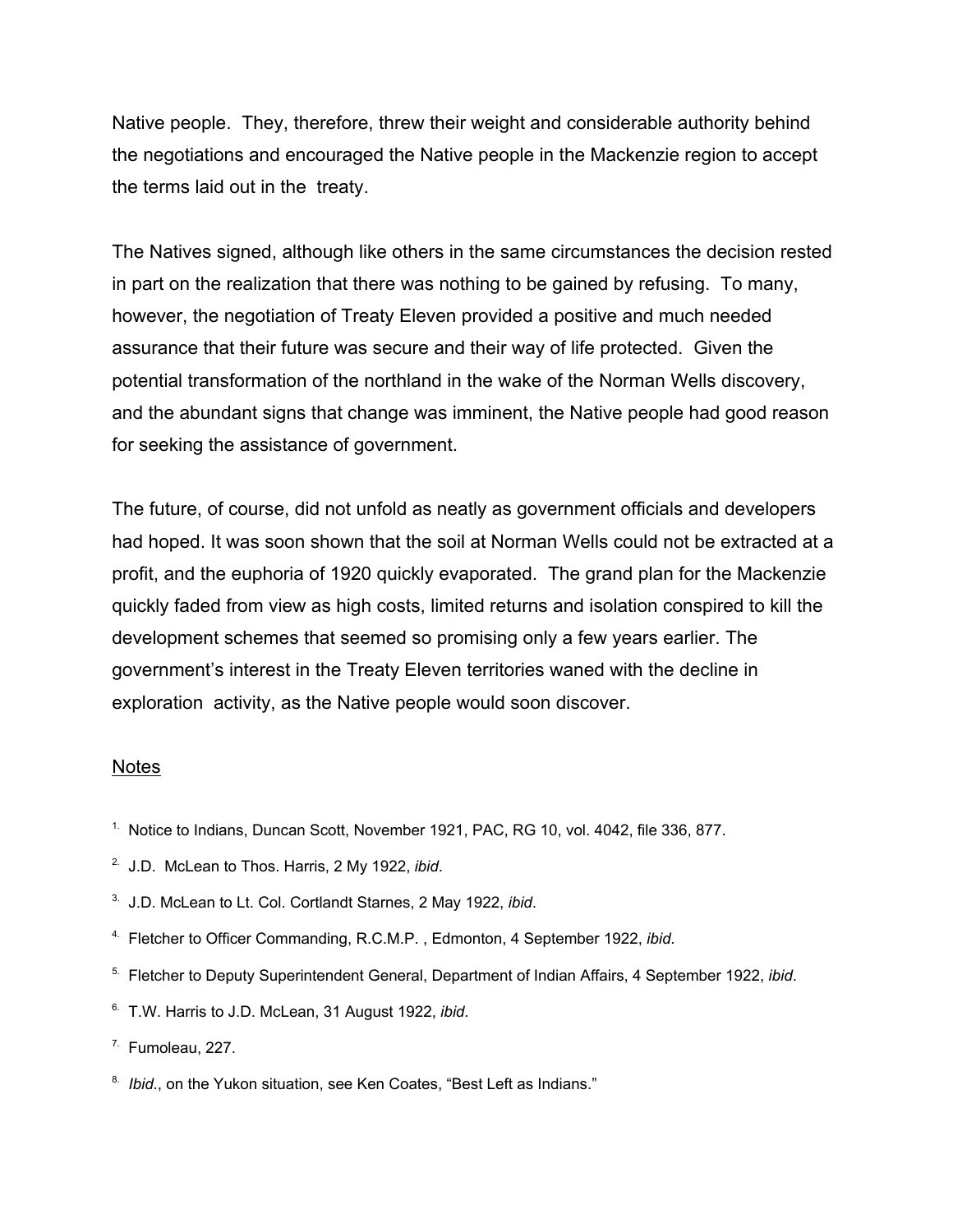Native people. They, therefore, threw their weight and considerable authority behind the negotiations and encouraged the Native people in the Mackenzie region to accept the terms laid out in the treaty.

The Natives signed, although like others in the same circumstances the decision rested in part on the realization that there was nothing to be gained by refusing. To many, however, the negotiation of Treaty Eleven provided a positive and much needed assurance that their future was secure and their way of life protected. Given the potential transformation of the northland in the wake of the Norman Wells discovery, and the abundant signs that change was imminent, the Native people had good reason for seeking the assistance of government.

The future, of course, did not unfold as neatly as government officials and developers had hoped. It was soon shown that the soil at Norman Wells could not be extracted at a profit, and the euphoria of 1920 quickly evaporated. The grand plan for the Mackenzie quickly faded from view as high costs, limited returns and isolation conspired to kill the development schemes that seemed so promising only a few years earlier. The government's interest in the Treaty Eleven territories waned with the decline in exploration activity, as the Native people would soon discover.

<u>Notes</u>

1. Notice to Indians, Duncan Scott, November 1921, PAC, RG 10, vol. 4042, file 336, 877.
2. J.D. McLean to Thos. Harris, 2 My 1922, *ibid*.
3. J.D. McLean to Lt. Col. Cortlandt Starnes, 2 May 1922, *ibid*.
4. Fletcher to Officer Commanding, R.C.M.P. , Edmonton, 4 September 1922, *ibid*.
5. Fletcher to Deputy Superintendent General, Department of Indian Affairs, 4 September 1922, *ibid*.
6. T.W. Harris to J.D. McLean, 31 August 1922, *ibid*.
7. Fumoleau, 227.
8. *Ibid*., on the Yukon situation, see Ken Coates, "Best Left as Indians."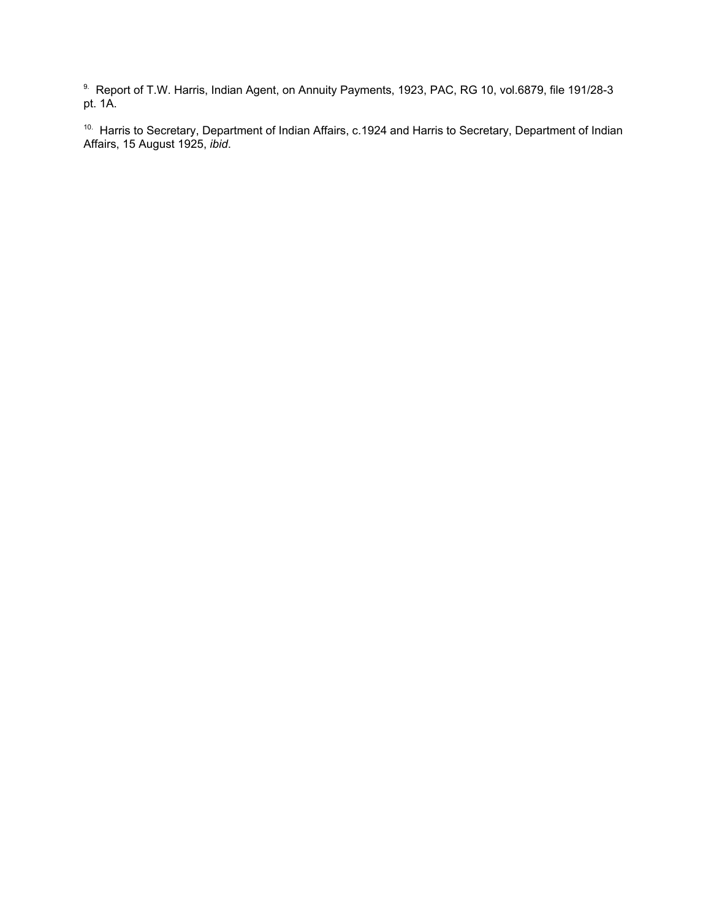[9]. Report of T.W. Harris, Indian Agent, on Annuity Payments, 1923, PAC, RG 10, vol.6879, file 191/28-3 pt. 1A.

[10]. Harris to Secretary, Department of Indian Affairs, c.1924 and Harris to Secretary, Department of Indian Affairs, 15 August 1925, *ibid*.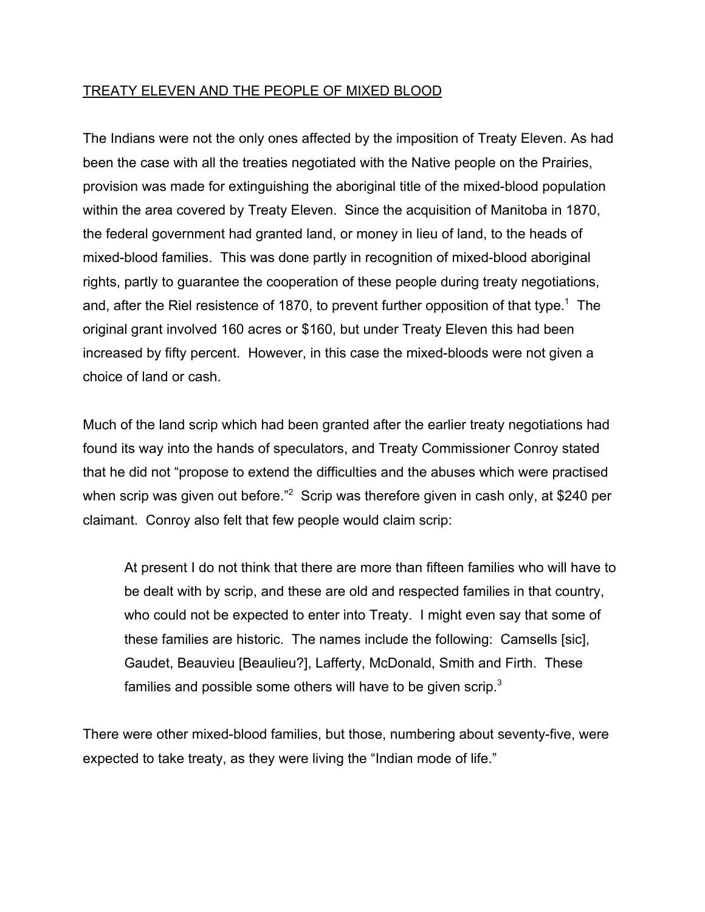TREATY ELEVEN AND THE PEOPLE OF MIXED BLOOD

The Indians were not the only ones affected by the imposition of Treaty Eleven. As had been the case with all the treaties negotiated with the Native people on the Prairies, provision was made for extinguishing the aboriginal title of the mixed-blood population within the area covered by Treaty Eleven. Since the acquisition of Manitoba in 1870, the federal government had granted land, or money in lieu of land, to the heads of mixed-blood families. This was done partly in recognition of mixed-blood aboriginal rights, partly to guarantee the cooperation of these people during treaty negotiations, and, after the Riel resistence of 1870, to prevent further opposition of that type.[1] The original grant involved 160 acres or $160, but under Treaty Eleven this had been increased by fifty percent. However, in this case the mixed-bloods were not given a choice of land or cash.

Much of the land scrip which had been granted after the earlier treaty negotiations had found its way into the hands of speculators, and Treaty Commissioner Conroy stated that he did not "propose to extend the difficulties and the abuses which were practised when scrip was given out before."[2] Scrip was therefore given in cash only, at $240 per claimant. Conroy also felt that few people would claim scrip:

> At present I do not think that there are more than fifteen families who will have to be dealt with by scrip, and these are old and respected families in that country, who could not be expected to enter into Treaty. I might even say that some of these families are historic. The names include the following: Camsells [sic], Gaudet, Beauvieu [Beaulieu?], Lafferty, McDonald, Smith and Firth. These families and possible some others will have to be given scrip.[3]

There were other mixed-blood families, but those, numbering about seventy-five, were expected to take treaty, as they were living the "Indian mode of life."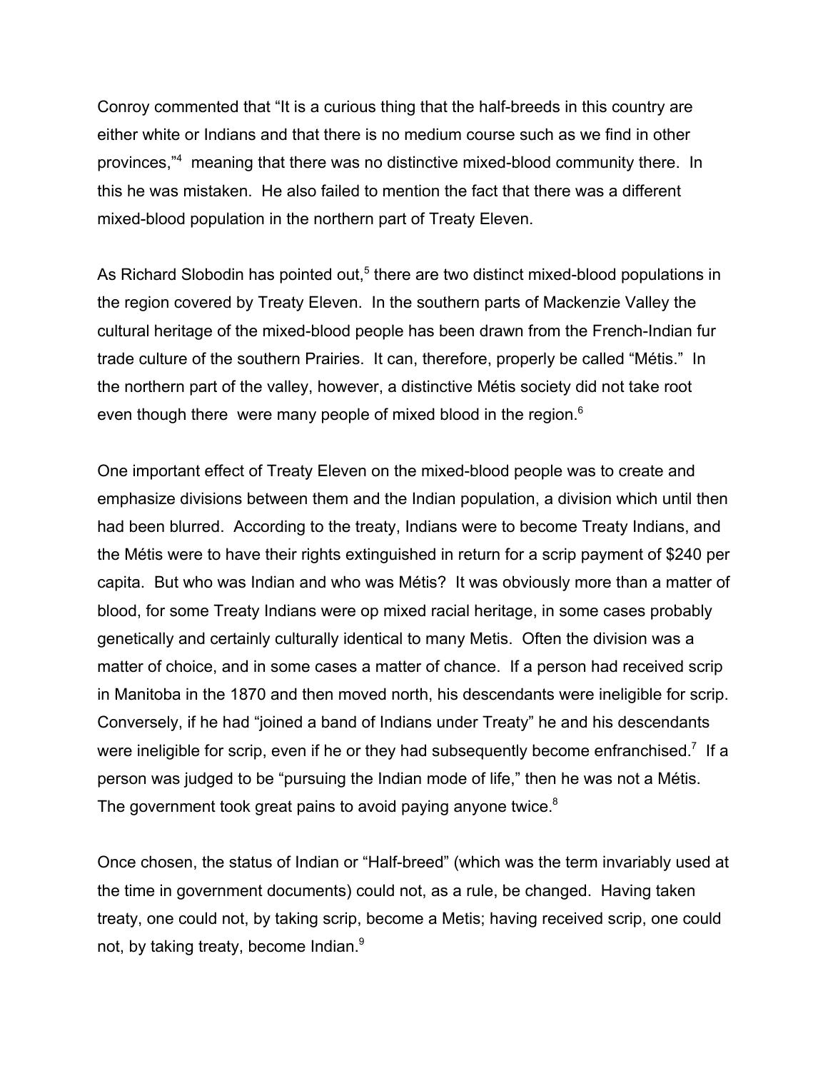Conroy commented that "It is a curious thing that the half-breeds in this country are either white or Indians and that there is no medium course such as we find in other provinces,"[4] meaning that there was no distinctive mixed-blood community there. In this he was mistaken. He also failed to mention the fact that there was a different mixed-blood population in the northern part of Treaty Eleven.

As Richard Slobodin has pointed out,[5] there are two distinct mixed-blood populations in the region covered by Treaty Eleven. In the southern parts of Mackenzie Valley the cultural heritage of the mixed-blood people has been drawn from the French-Indian fur trade culture of the southern Prairies. It can, therefore, properly be called "Métis." In the northern part of the valley, however, a distinctive Métis society did not take root even though there were many people of mixed blood in the region.[6]

One important effect of Treaty Eleven on the mixed-blood people was to create and emphasize divisions between them and the Indian population, a division which until then had been blurred. According to the treaty, Indians were to become Treaty Indians, and the Métis were to have their rights extinguished in return for a scrip payment of $240 per capita. But who was Indian and who was Métis? It was obviously more than a matter of blood, for some Treaty Indians were op mixed racial heritage, in some cases probably genetically and certainly culturally identical to many Metis. Often the division was a matter of choice, and in some cases a matter of chance. If a person had received scrip in Manitoba in the 1870 and then moved north, his descendants were ineligible for scrip. Conversely, if he had "joined a band of Indians under Treaty" he and his descendants were ineligible for scrip, even if he or they had subsequently become enfranchised.[7] If a person was judged to be "pursuing the Indian mode of life," then he was not a Métis. The government took great pains to avoid paying anyone twice.[8]

Once chosen, the status of Indian or "Half-breed" (which was the term invariably used at the time in government documents) could not, as a rule, be changed. Having taken treaty, one could not, by taking scrip, become a Metis; having received scrip, one could not, by taking treaty, become Indian.[9]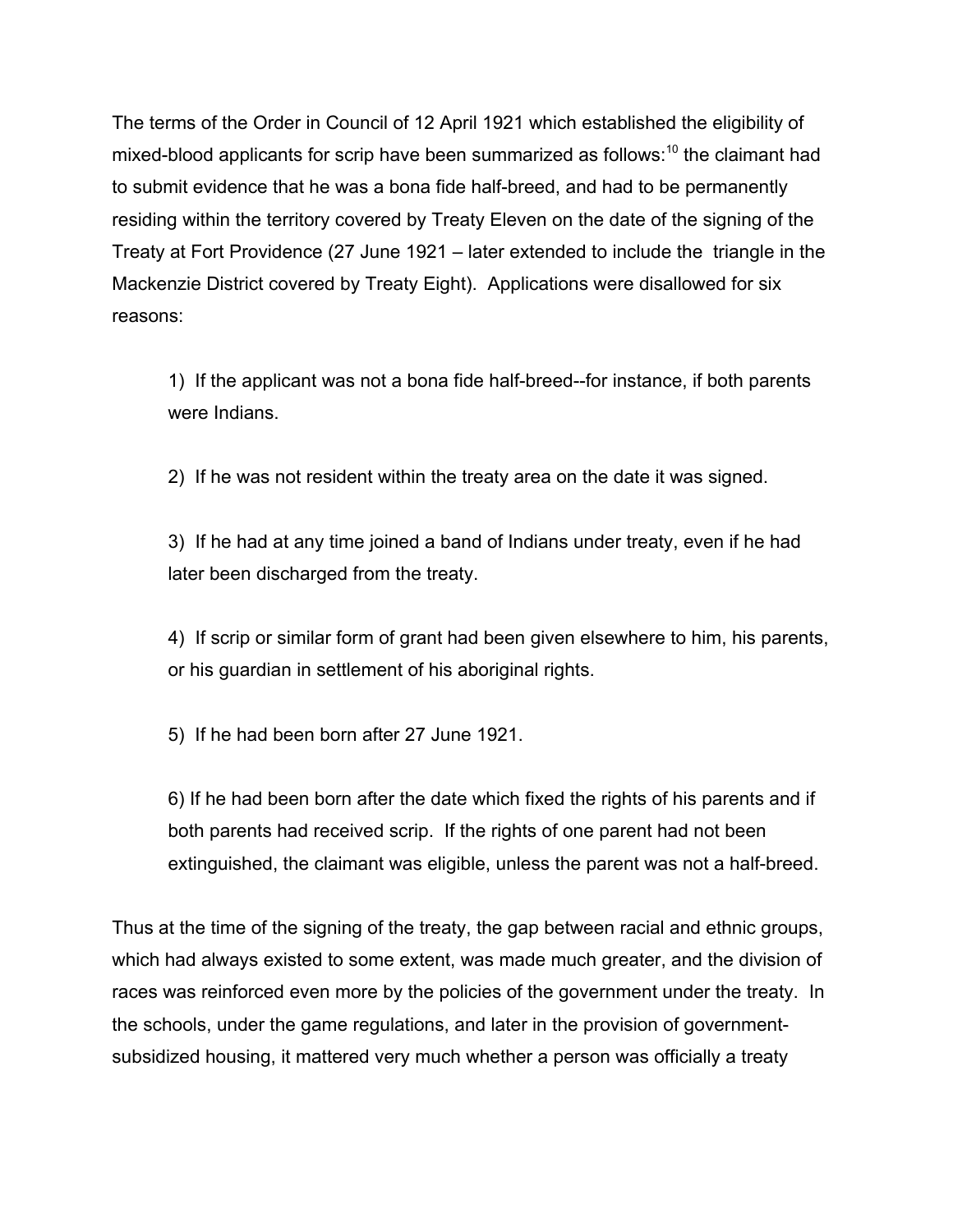The terms of the Order in Council of 12 April 1921 which established the eligibility of mixed-blood applicants for scrip have been summarized as follows:[10] the claimant had to submit evidence that he was a bona fide half-breed, and had to be permanently residing within the territory covered by Treaty Eleven on the date of the signing of the Treaty at Fort Providence (27 June 1921 – later extended to include the triangle in the Mackenzie District covered by Treaty Eight). Applications were disallowed for six reasons:

1) If the applicant was not a bona fide half-breed--for instance, if both parents were Indians.

2) If he was not resident within the treaty area on the date it was signed.

3) If he had at any time joined a band of Indians under treaty, even if he had later been discharged from the treaty.

4) If scrip or similar form of grant had been given elsewhere to him, his parents, or his guardian in settlement of his aboriginal rights.

5) If he had been born after 27 June 1921.

6) If he had been born after the date which fixed the rights of his parents and if both parents had received scrip. If the rights of one parent had not been extinguished, the claimant was eligible, unless the parent was not a half-breed.

Thus at the time of the signing of the treaty, the gap between racial and ethnic groups, which had always existed to some extent, was made much greater, and the division of races was reinforced even more by the policies of the government under the treaty. In the schools, under the game regulations, and later in the provision of government-subsidized housing, it mattered very much whether a person was officially a treaty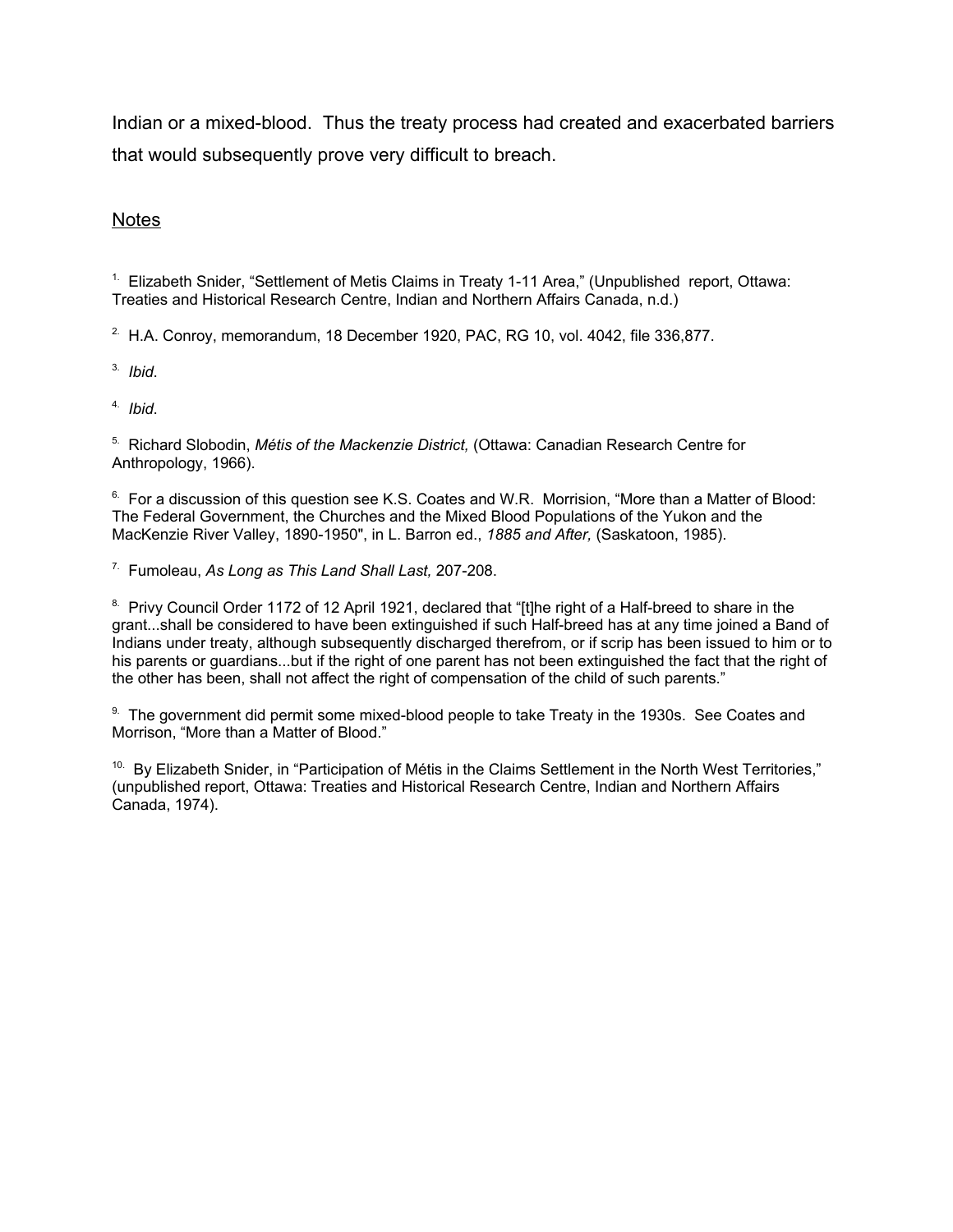Indian or a mixed-blood. Thus the treaty process had created and exacerbated barriers that would subsequently prove very difficult to breach.

## Notes

1. Elizabeth Snider, "Settlement of Metis Claims in Treaty 1-11 Area," (Unpublished report, Ottawa: Treaties and Historical Research Centre, Indian and Northern Affairs Canada, n.d.)

2. H.A. Conroy, memorandum, 18 December 1920, PAC, RG 10, vol. 4042, file 336,877.

3. *Ibid*.

4. *Ibid*.

5. Richard Slobodin, *Métis of the Mackenzie District,* (Ottawa: Canadian Research Centre for Anthropology, 1966).

6. For a discussion of this question see K.S. Coates and W.R. Morrision, "More than a Matter of Blood: The Federal Government, the Churches and the Mixed Blood Populations of the Yukon and the MacKenzie River Valley, 1890-1950", in L. Barron ed., *1885 and After,* (Saskatoon, 1985).

7. Fumoleau, *As Long as This Land Shall Last,* 207-208.

8. Privy Council Order 1172 of 12 April 1921, declared that "[t]he right of a Half-breed to share in the grant...shall be considered to have been extinguished if such Half-breed has at any time joined a Band of Indians under treaty, although subsequently discharged therefrom, or if scrip has been issued to him or to his parents or guardians...but if the right of one parent has not been extinguished the fact that the right of the other has been, shall not affect the right of compensation of the child of such parents."

9. The government did permit some mixed-blood people to take Treaty in the 1930s. See Coates and Morrison, "More than a Matter of Blood."

10. By Elizabeth Snider, in "Participation of Métis in the Claims Settlement in the North West Territories," (unpublished report, Ottawa: Treaties and Historical Research Centre, Indian and Northern Affairs Canada, 1974).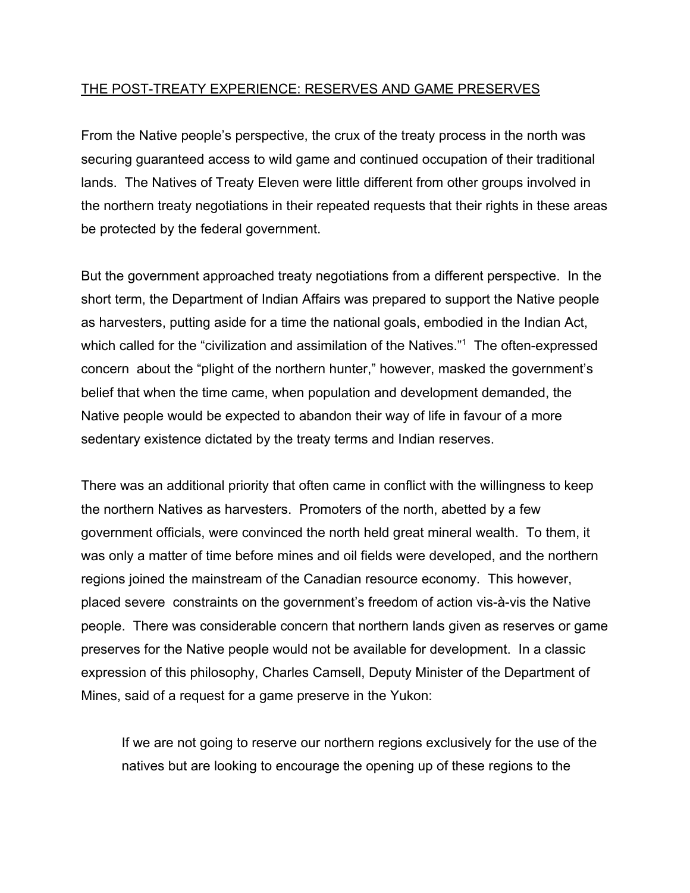THE POST-TREATY EXPERIENCE: RESERVES AND GAME PRESERVES

From the Native people's perspective, the crux of the treaty process in the north was securing guaranteed access to wild game and continued occupation of their traditional lands. The Natives of Treaty Eleven were little different from other groups involved in the northern treaty negotiations in their repeated requests that their rights in these areas be protected by the federal government.

But the government approached treaty negotiations from a different perspective. In the short term, the Department of Indian Affairs was prepared to support the Native people as harvesters, putting aside for a time the national goals, embodied in the Indian Act, which called for the "civilization and assimilation of the Natives."[1] The often-expressed concern about the "plight of the northern hunter," however, masked the government's belief that when the time came, when population and development demanded, the Native people would be expected to abandon their way of life in favour of a more sedentary existence dictated by the treaty terms and Indian reserves.

There was an additional priority that often came in conflict with the willingness to keep the northern Natives as harvesters. Promoters of the north, abetted by a few government officials, were convinced the north held great mineral wealth. To them, it was only a matter of time before mines and oil fields were developed, and the northern regions joined the mainstream of the Canadian resource economy. This however, placed severe constraints on the government's freedom of action vis-à-vis the Native people. There was considerable concern that northern lands given as reserves or game preserves for the Native people would not be available for development. In a classic expression of this philosophy, Charles Camsell, Deputy Minister of the Department of Mines, said of a request for a game preserve in the Yukon:

> If we are not going to reserve our northern regions exclusively for the use of the natives but are looking to encourage the opening up of these regions to the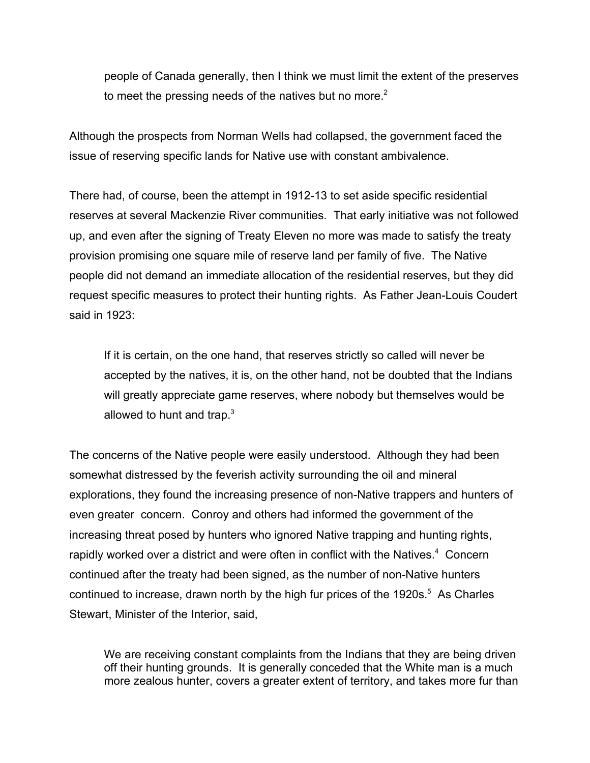> people of Canada generally, then I think we must limit the extent of the preserves to meet the pressing needs of the natives but no more.[2]

Although the prospects from Norman Wells had collapsed, the government faced the issue of reserving specific lands for Native use with constant ambivalence.

There had, of course, been the attempt in 1912-13 to set aside specific residential reserves at several Mackenzie River communities. That early initiative was not followed up, and even after the signing of Treaty Eleven no more was made to satisfy the treaty provision promising one square mile of reserve land per family of five. The Native people did not demand an immediate allocation of the residential reserves, but they did request specific measures to protect their hunting rights. As Father Jean-Louis Coudert said in 1923:

> If it is certain, on the one hand, that reserves strictly so called will never be accepted by the natives, it is, on the other hand, not be doubted that the Indians will greatly appreciate game reserves, where nobody but themselves would be allowed to hunt and trap.[3]

The concerns of the Native people were easily understood. Although they had been somewhat distressed by the feverish activity surrounding the oil and mineral explorations, they found the increasing presence of non-Native trappers and hunters of even greater concern. Conroy and others had informed the government of the increasing threat posed by hunters who ignored Native trapping and hunting rights, rapidly worked over a district and were often in conflict with the Natives.[4] Concern continued after the treaty had been signed, as the number of non-Native hunters continued to increase, drawn north by the high fur prices of the 1920s.[5] As Charles Stewart, Minister of the Interior, said,

> We are receiving constant complaints from the Indians that they are being driven off their hunting grounds. It is generally conceded that the White man is a much more zealous hunter, covers a greater extent of territory, and takes more fur than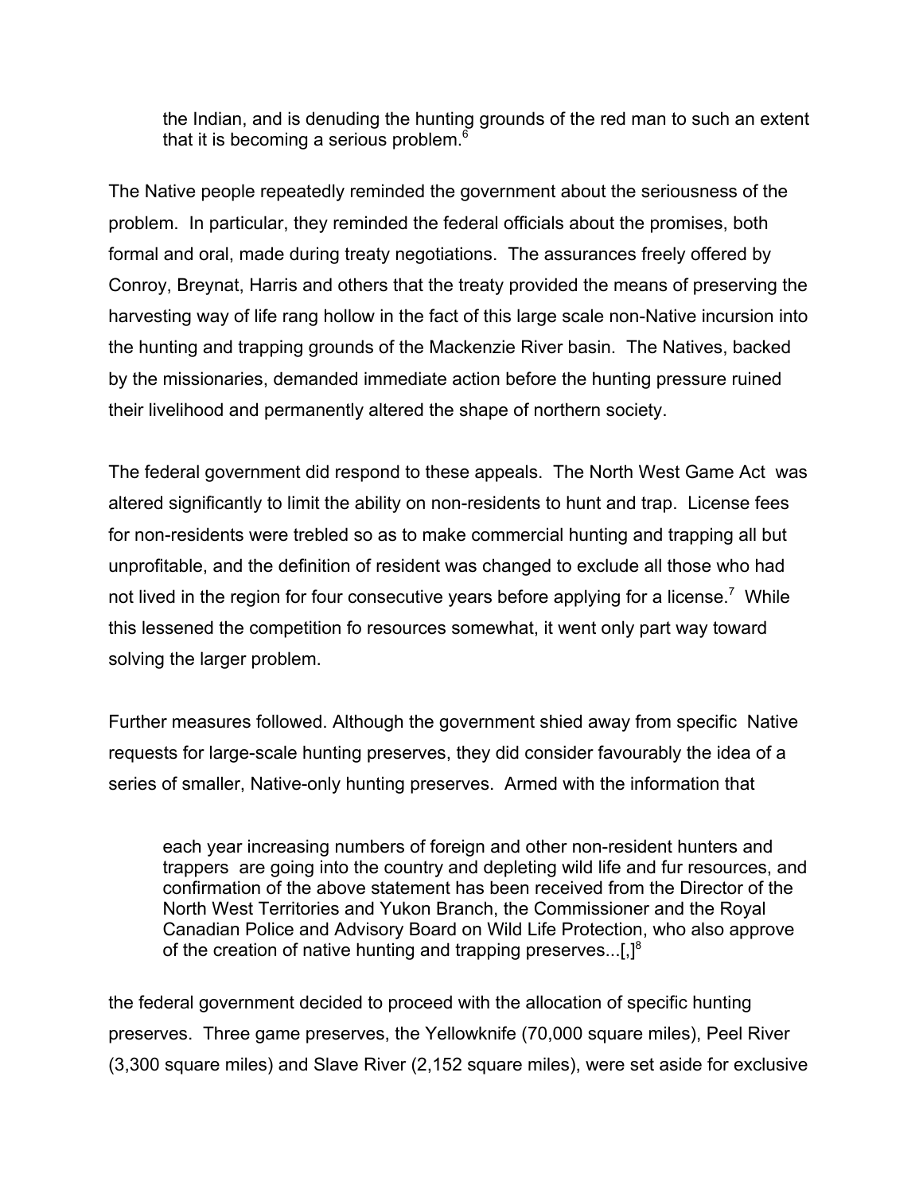> the Indian, and is denuding the hunting grounds of the red man to such an extent that it is becoming a serious problem.[6]

The Native people repeatedly reminded the government about the seriousness of the problem. In particular, they reminded the federal officials about the promises, both formal and oral, made during treaty negotiations. The assurances freely offered by Conroy, Breynat, Harris and others that the treaty provided the means of preserving the harvesting way of life rang hollow in the fact of this large scale non-Native incursion into the hunting and trapping grounds of the Mackenzie River basin. The Natives, backed by the missionaries, demanded immediate action before the hunting pressure ruined their livelihood and permanently altered the shape of northern society.

The federal government did respond to these appeals. The North West Game Act was altered significantly to limit the ability on non-residents to hunt and trap. License fees for non-residents were trebled so as to make commercial hunting and trapping all but unprofitable, and the definition of resident was changed to exclude all those who had not lived in the region for four consecutive years before applying for a license.[7] While this lessened the competition fo resources somewhat, it went only part way toward solving the larger problem.

Further measures followed. Although the government shied away from specific Native requests for large-scale hunting preserves, they did consider favourably the idea of a series of smaller, Native-only hunting preserves. Armed with the information that

> each year increasing numbers of foreign and other non-resident hunters and trappers are going into the country and depleting wild life and fur resources, and confirmation of the above statement has been received from the Director of the North West Territories and Yukon Branch, the Commissioner and the Royal Canadian Police and Advisory Board on Wild Life Protection, who also approve of the creation of native hunting and trapping preserves...[,][8]

the federal government decided to proceed with the allocation of specific hunting preserves. Three game preserves, the Yellowknife (70,000 square miles), Peel River (3,300 square miles) and Slave River (2,152 square miles), were set aside for exclusive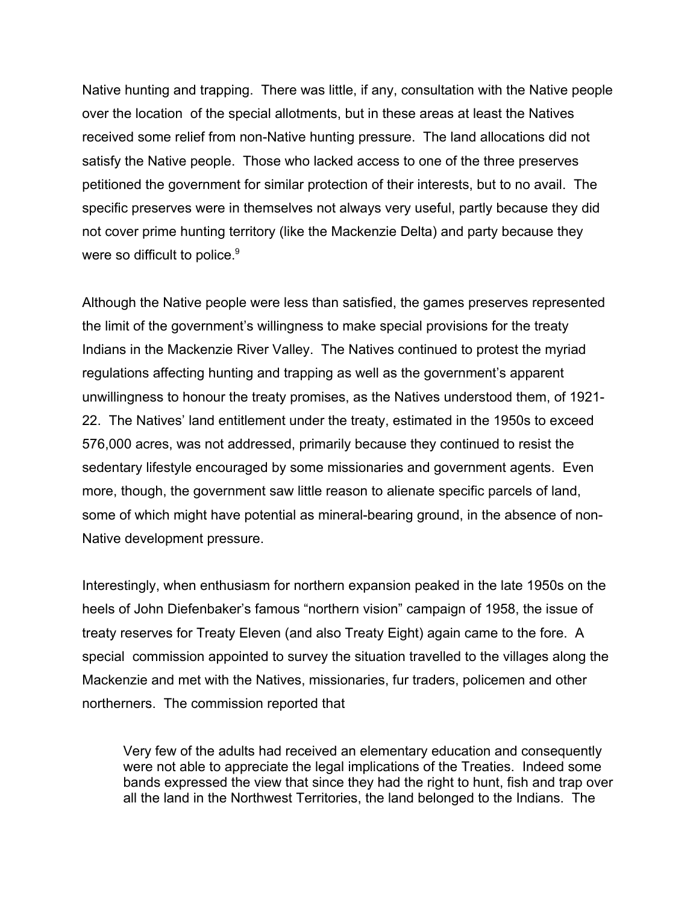Native hunting and trapping. There was little, if any, consultation with the Native people over the location of the special allotments, but in these areas at least the Natives received some relief from non-Native hunting pressure. The land allocations did not satisfy the Native people. Those who lacked access to one of the three preserves petitioned the government for similar protection of their interests, but to no avail. The specific preserves were in themselves not always very useful, partly because they did not cover prime hunting territory (like the Mackenzie Delta) and party because they were so difficult to police.[9]

Although the Native people were less than satisfied, the games preserves represented the limit of the government's willingness to make special provisions for the treaty Indians in the Mackenzie River Valley. The Natives continued to protest the myriad regulations affecting hunting and trapping as well as the government's apparent unwillingness to honour the treaty promises, as the Natives understood them, of 1921-22. The Natives' land entitlement under the treaty, estimated in the 1950s to exceed 576,000 acres, was not addressed, primarily because they continued to resist the sedentary lifestyle encouraged by some missionaries and government agents. Even more, though, the government saw little reason to alienate specific parcels of land, some of which might have potential as mineral-bearing ground, in the absence of non-Native development pressure.

Interestingly, when enthusiasm for northern expansion peaked in the late 1950s on the heels of John Diefenbaker's famous "northern vision" campaign of 1958, the issue of treaty reserves for Treaty Eleven (and also Treaty Eight) again came to the fore. A special commission appointed to survey the situation travelled to the villages along the Mackenzie and met with the Natives, missionaries, fur traders, policemen and other northerners. The commission reported that

> Very few of the adults had received an elementary education and consequently were not able to appreciate the legal implications of the Treaties. Indeed some bands expressed the view that since they had the right to hunt, fish and trap over all the land in the Northwest Territories, the land belonged to the Indians. The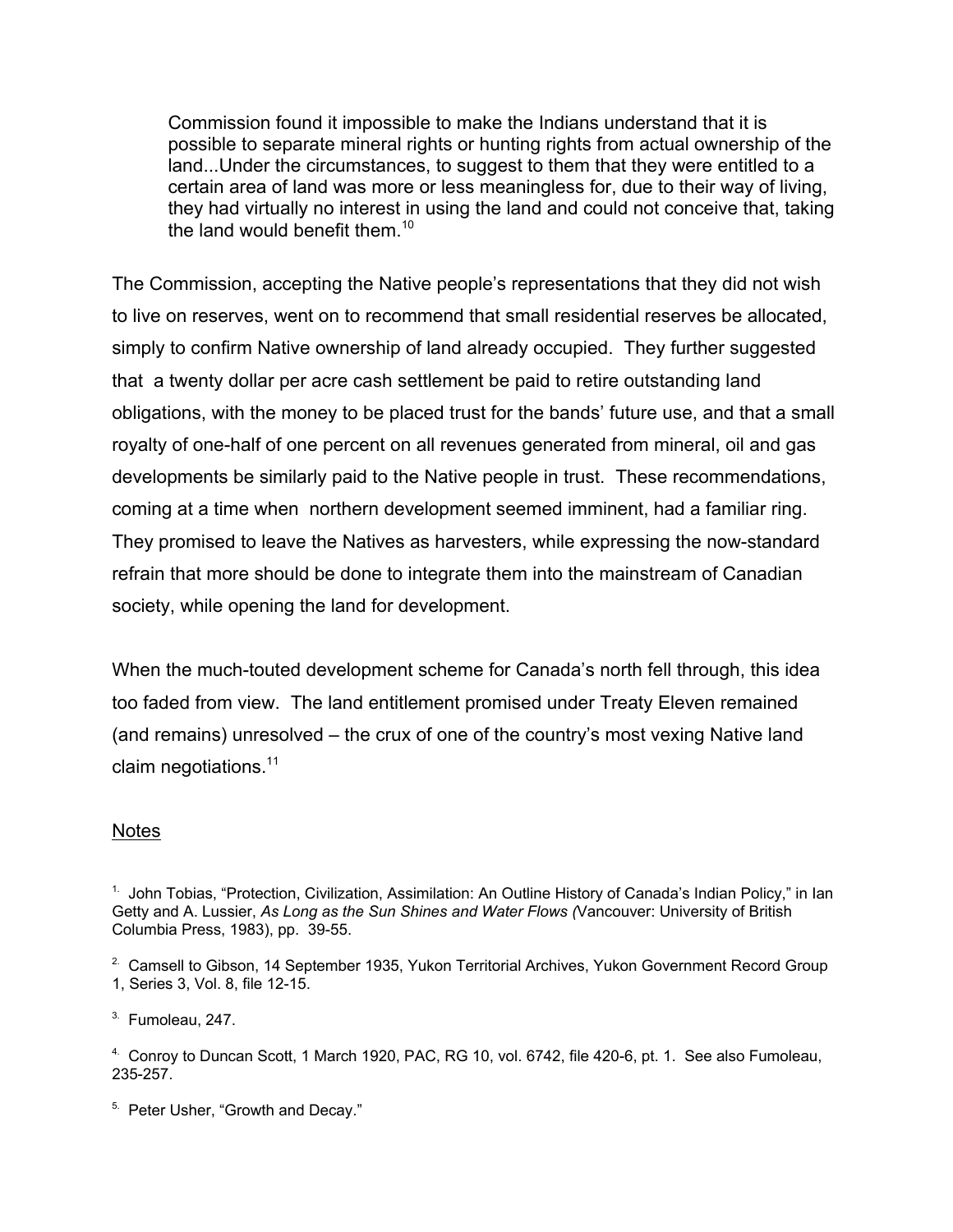> Commission found it impossible to make the Indians understand that it is possible to separate mineral rights or hunting rights from actual ownership of the land...Under the circumstances, to suggest to them that they were entitled to a certain area of land was more or less meaningless for, due to their way of living, they had virtually no interest in using the land and could not conceive that, taking the land would benefit them.[10]

The Commission, accepting the Native people's representations that they did not wish to live on reserves, went on to recommend that small residential reserves be allocated, simply to confirm Native ownership of land already occupied. They further suggested that a twenty dollar per acre cash settlement be paid to retire outstanding land obligations, with the money to be placed trust for the bands' future use, and that a small royalty of one-half of one percent on all revenues generated from mineral, oil and gas developments be similarly paid to the Native people in trust. These recommendations, coming at a time when northern development seemed imminent, had a familiar ring. They promised to leave the Natives as harvesters, while expressing the now-standard refrain that more should be done to integrate them into the mainstream of Canadian society, while opening the land for development.

When the much-touted development scheme for Canada's north fell through, this idea too faded from view. The land entitlement promised under Treaty Eleven remained (and remains) unresolved – the crux of one of the country's most vexing Native land claim negotiations.[11]

## Notes

1. John Tobias, "Protection, Civilization, Assimilation: An Outline History of Canada's Indian Policy," in Ian Getty and A. Lussier, *As Long as the Sun Shines and Water Flows* (Vancouver: University of British Columbia Press, 1983), pp. 39-55.

2. Camsell to Gibson, 14 September 1935, Yukon Territorial Archives, Yukon Government Record Group 1, Series 3, Vol. 8, file 12-15.

3. Fumoleau, 247.

4. Conroy to Duncan Scott, 1 March 1920, PAC, RG 10, vol. 6742, file 420-6, pt. 1. See also Fumoleau, 235-257.

5. Peter Usher, "Growth and Decay."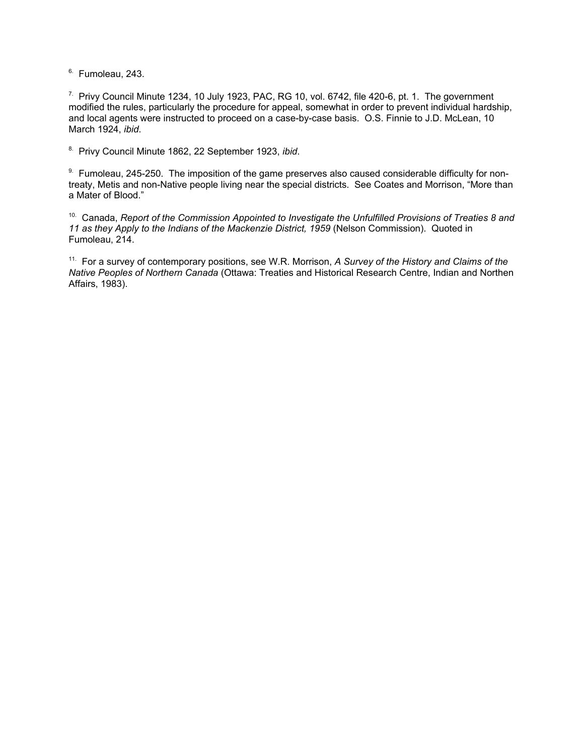6. Fumoleau, 243.

7. Privy Council Minute 1234, 10 July 1923, PAC, RG 10, vol. 6742, file 420-6, pt. 1. The government modified the rules, particularly the procedure for appeal, somewhat in order to prevent individual hardship, and local agents were instructed to proceed on a case-by-case basis. O.S. Finnie to J.D. McLean, 10 March 1924, *ibid*.

8. Privy Council Minute 1862, 22 September 1923, *ibid*.

9. Fumoleau, 245-250. The imposition of the game preserves also caused considerable difficulty for non-treaty, Metis and non-Native people living near the special districts. See Coates and Morrison, "More than a Mater of Blood."

10. Canada, *Report of the Commission Appointed to Investigate the Unfulfilled Provisions of Treaties 8 and 11 as they Apply to the Indians of the Mackenzie District, 1959* (Nelson Commission). Quoted in Fumoleau, 214.

11. For a survey of contemporary positions, see W.R. Morrison, *A Survey of the History and Claims of the Native Peoples of Northern Canada* (Ottawa: Treaties and Historical Research Centre, Indian and Northen Affairs, 1983).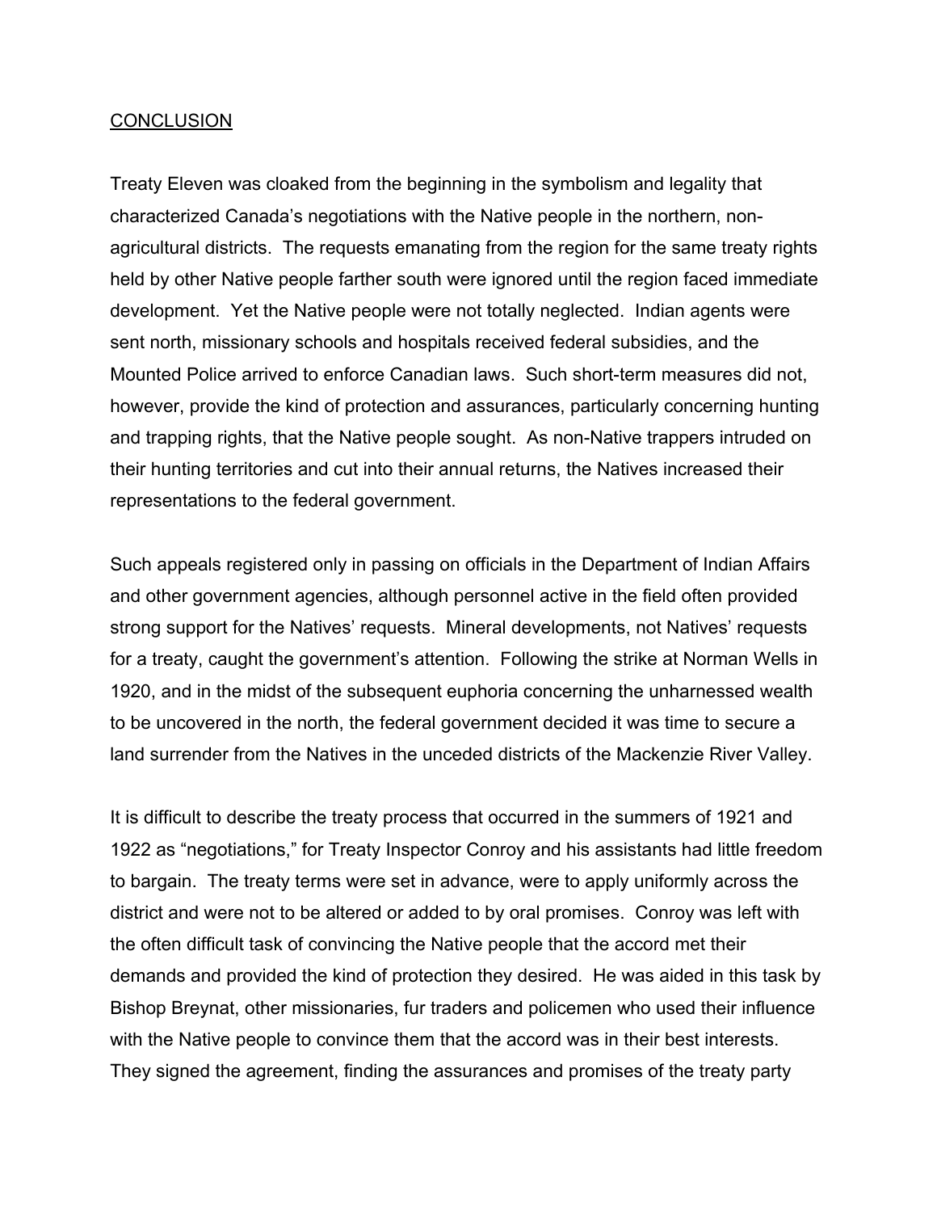## CONCLUSION

Treaty Eleven was cloaked from the beginning in the symbolism and legality that characterized Canada's negotiations with the Native people in the northern, non-agricultural districts. The requests emanating from the region for the same treaty rights held by other Native people farther south were ignored until the region faced immediate development. Yet the Native people were not totally neglected. Indian agents were sent north, missionary schools and hospitals received federal subsidies, and the Mounted Police arrived to enforce Canadian laws. Such short-term measures did not, however, provide the kind of protection and assurances, particularly concerning hunting and trapping rights, that the Native people sought. As non-Native trappers intruded on their hunting territories and cut into their annual returns, the Natives increased their representations to the federal government.

Such appeals registered only in passing on officials in the Department of Indian Affairs and other government agencies, although personnel active in the field often provided strong support for the Natives' requests. Mineral developments, not Natives' requests for a treaty, caught the government's attention. Following the strike at Norman Wells in 1920, and in the midst of the subsequent euphoria concerning the unharnessed wealth to be uncovered in the north, the federal government decided it was time to secure a land surrender from the Natives in the unceded districts of the Mackenzie River Valley.

It is difficult to describe the treaty process that occurred in the summers of 1921 and 1922 as "negotiations," for Treaty Inspector Conroy and his assistants had little freedom to bargain. The treaty terms were set in advance, were to apply uniformly across the district and were not to be altered or added to by oral promises. Conroy was left with the often difficult task of convincing the Native people that the accord met their demands and provided the kind of protection they desired. He was aided in this task by Bishop Breynat, other missionaries, fur traders and policemen who used their influence with the Native people to convince them that the accord was in their best interests. They signed the agreement, finding the assurances and promises of the treaty party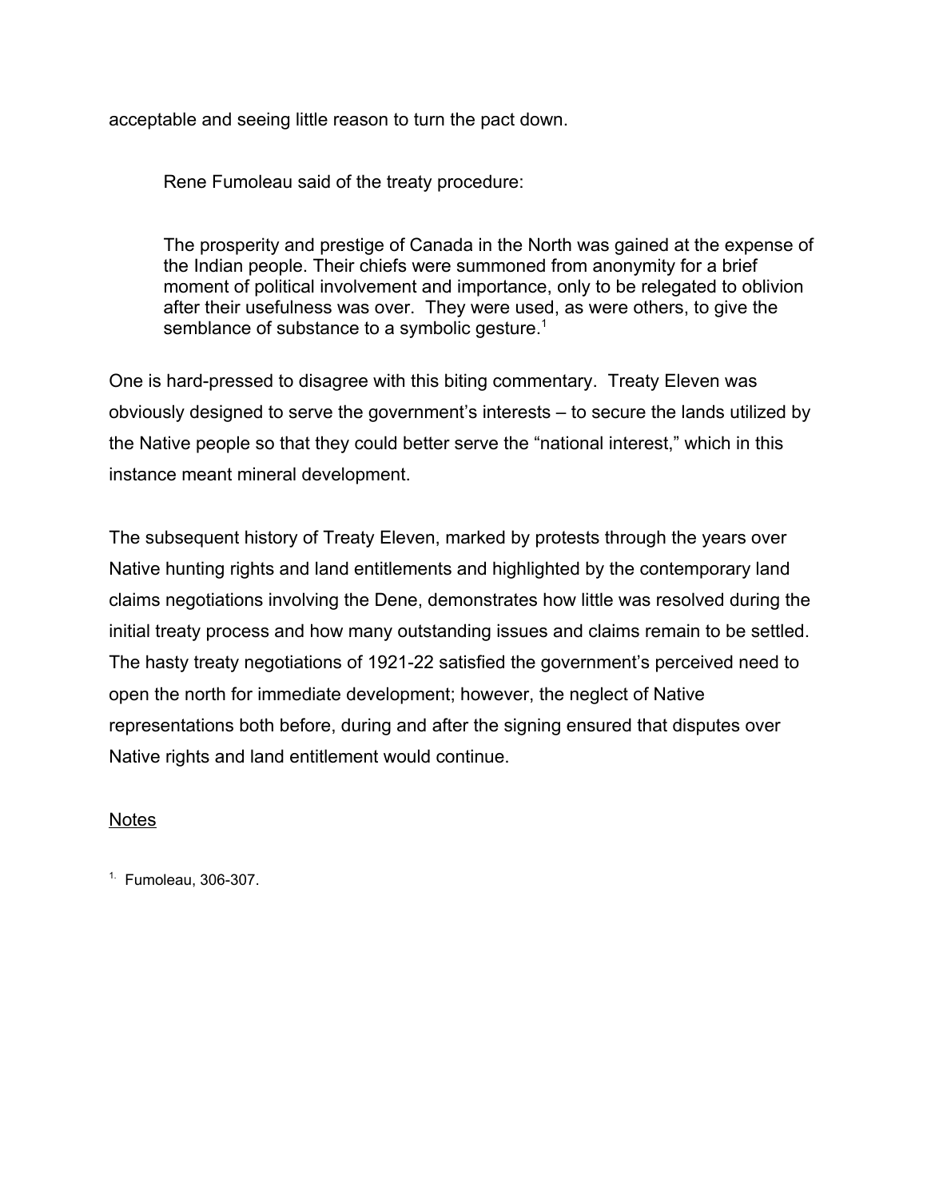acceptable and seeing little reason to turn the pact down.

Rene Fumoleau said of the treaty procedure:

> The prosperity and prestige of Canada in the North was gained at the expense of the Indian people. Their chiefs were summoned from anonymity for a brief moment of political involvement and importance, only to be relegated to oblivion after their usefulness was over. They were used, as were others, to give the semblance of substance to a symbolic gesture.[1]

One is hard-pressed to disagree with this biting commentary. Treaty Eleven was obviously designed to serve the government's interests – to secure the lands utilized by the Native people so that they could better serve the "national interest," which in this instance meant mineral development.

The subsequent history of Treaty Eleven, marked by protests through the years over Native hunting rights and land entitlements and highlighted by the contemporary land claims negotiations involving the Dene, demonstrates how little was resolved during the initial treaty process and how many outstanding issues and claims remain to be settled. The hasty treaty negotiations of 1921-22 satisfied the government's perceived need to open the north for immediate development; however, the neglect of Native representations both before, during and after the signing ensured that disputes over Native rights and land entitlement would continue.

<u>Notes</u>

1. Fumoleau, 306-307.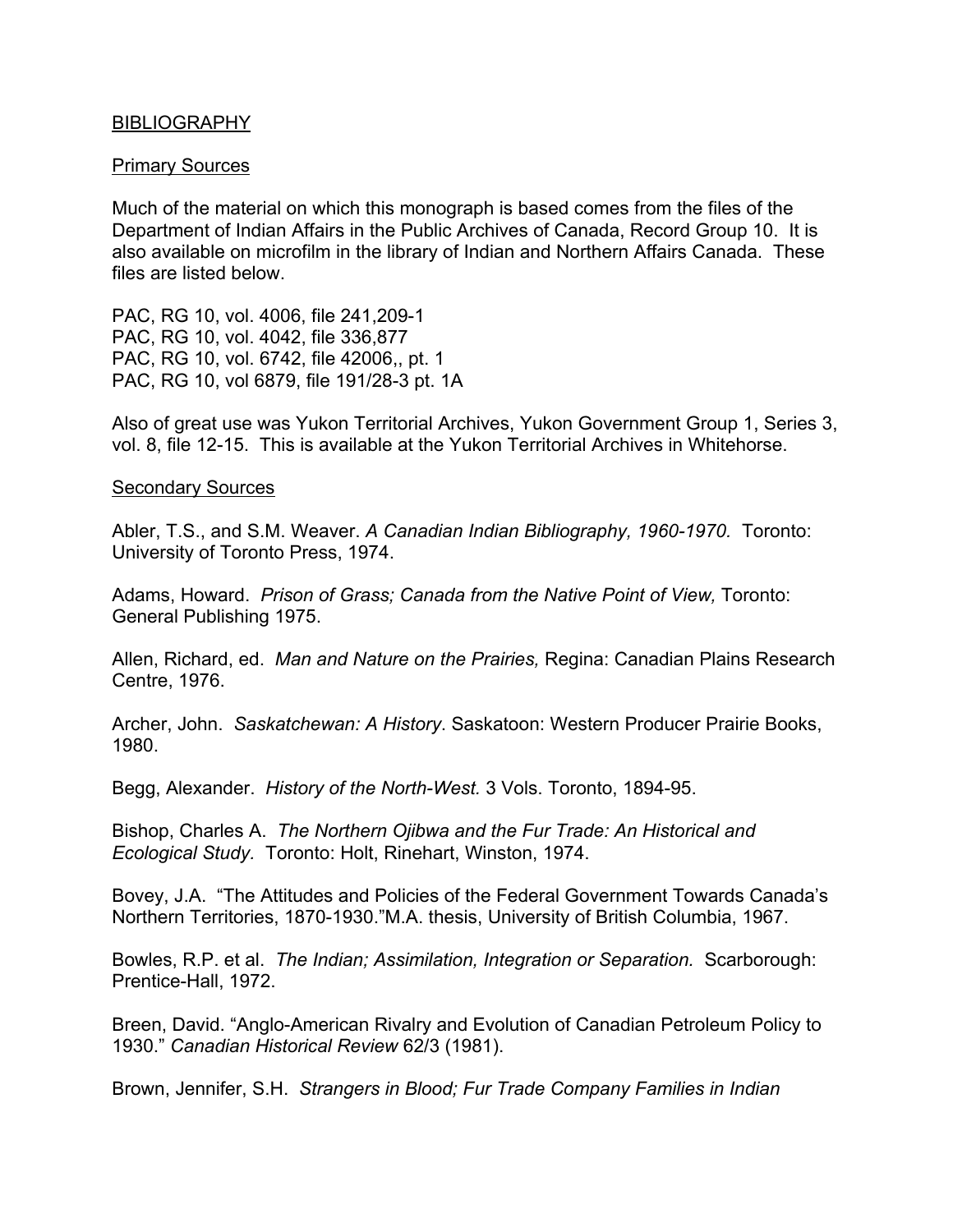# BIBLIOGRAPHY

## Primary Sources

Much of the material on which this monograph is based comes from the files of the Department of Indian Affairs in the Public Archives of Canada, Record Group 10. It is also available on microfilm in the library of Indian and Northern Affairs Canada. These files are listed below.

PAC, RG 10, vol. 4006, file 241,209-1
PAC, RG 10, vol. 4042, file 336,877
PAC, RG 10, vol. 6742, file 42006,, pt. 1
PAC, RG 10, vol 6879, file 191/28-3 pt. 1A

Also of great use was Yukon Territorial Archives, Yukon Government Group 1, Series 3, vol. 8, file 12-15. This is available at the Yukon Territorial Archives in Whitehorse.

## Secondary Sources

Abler, T.S., and S.M. Weaver. *A Canadian Indian Bibliography, 1960-1970.* Toronto: University of Toronto Press, 1974.

Adams, Howard. *Prison of Grass; Canada from the Native Point of View,* Toronto: General Publishing 1975.

Allen, Richard, ed. *Man and Nature on the Prairies,* Regina: Canadian Plains Research Centre, 1976.

Archer, John. *Saskatchewan: A History*. Saskatoon: Western Producer Prairie Books, 1980.

Begg, Alexander. *History of the North-West.* 3 Vols. Toronto, 1894-95.

Bishop, Charles A. *The Northern Ojibwa and the Fur Trade: An Historical and Ecological Study.* Toronto: Holt, Rinehart, Winston, 1974.

Bovey, J.A. "The Attitudes and Policies of the Federal Government Towards Canada's Northern Territories, 1870-1930."M.A. thesis, University of British Columbia, 1967.

Bowles, R.P. et al. *The Indian; Assimilation, Integration or Separation.* Scarborough: Prentice-Hall, 1972.

Breen, David. "Anglo-American Rivalry and Evolution of Canadian Petroleum Policy to 1930." *Canadian Historical Review* 62/3 (1981).

Brown, Jennifer, S.H. *Strangers in Blood; Fur Trade Company Families in Indian*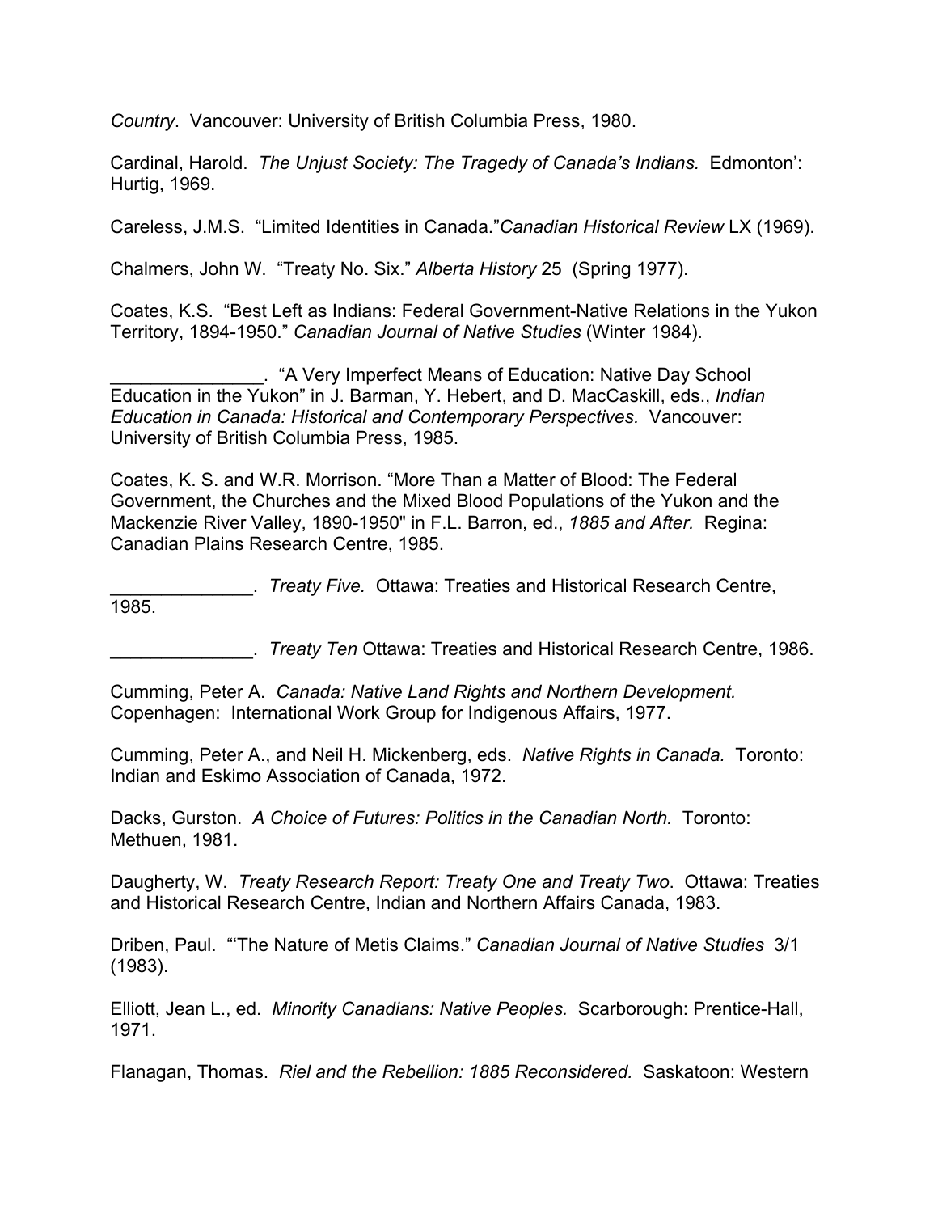*Country*. Vancouver: University of British Columbia Press, 1980.

Cardinal, Harold. *The Unjust Society: The Tragedy of Canada's Indians.* Edmonton': Hurtig, 1969.

Careless, J.M.S. "Limited Identities in Canada."*Canadian Historical Review* LX (1969).

Chalmers, John W. "Treaty No. Six." *Alberta History* 25 (Spring 1977).

Coates, K.S. "Best Left as Indians: Federal Government-Native Relations in the Yukon Territory, 1894-1950." *Canadian Journal of Native Studies* (Winter 1984).

_______________. "A Very Imperfect Means of Education: Native Day School Education in the Yukon" in J. Barman, Y. Hebert, and D. MacCaskill, eds., *Indian Education in Canada: Historical and Contemporary Perspectives.* Vancouver: University of British Columbia Press, 1985.

Coates, K. S. and W.R. Morrison. "More Than a Matter of Blood: The Federal Government, the Churches and the Mixed Blood Populations of the Yukon and the Mackenzie River Valley, 1890-1950" in F.L. Barron, ed., *1885 and After.* Regina: Canadian Plains Research Centre, 1985.

______________. *Treaty Five.* Ottawa: Treaties and Historical Research Centre, 1985.

______________. *Treaty Ten* Ottawa: Treaties and Historical Research Centre, 1986.

Cumming, Peter A. *Canada: Native Land Rights and Northern Development.* Copenhagen: International Work Group for Indigenous Affairs, 1977.

Cumming, Peter A., and Neil H. Mickenberg, eds. *Native Rights in Canada.* Toronto: Indian and Eskimo Association of Canada, 1972.

Dacks, Gurston. *A Choice of Futures: Politics in the Canadian North.* Toronto: Methuen, 1981.

Daugherty, W. *Treaty Research Report: Treaty One and Treaty Two*. Ottawa: Treaties and Historical Research Centre, Indian and Northern Affairs Canada, 1983.

Driben, Paul. "'The Nature of Metis Claims." *Canadian Journal of Native Studies* 3/1 (1983).

Elliott, Jean L., ed. *Minority Canadians: Native Peoples.* Scarborough: Prentice-Hall, 1971.

Flanagan, Thomas. *Riel and the Rebellion: 1885 Reconsidered.* Saskatoon: Western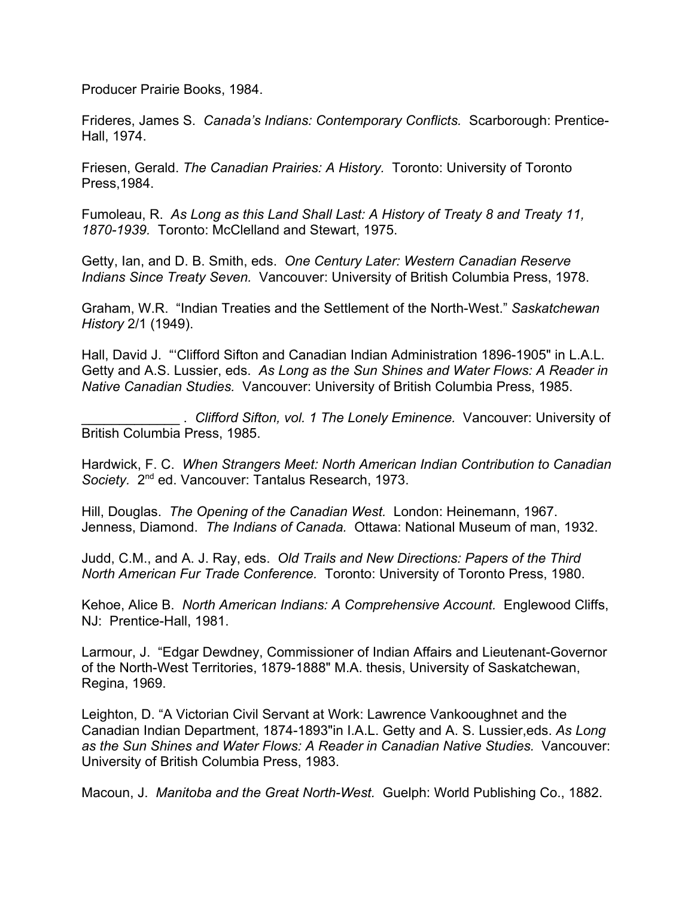Producer Prairie Books, 1984.

Frideres, James S. *Canada's Indians: Contemporary Conflicts.* Scarborough: Prentice-Hall, 1974.

Friesen, Gerald. *The Canadian Prairies: A History.* Toronto: University of Toronto Press,1984.

Fumoleau, R. *As Long as this Land Shall Last: A History of Treaty 8 and Treaty 11, 1870-1939.* Toronto: McClelland and Stewart, 1975.

Getty, Ian, and D. B. Smith, eds. *One Century Later: Western Canadian Reserve Indians Since Treaty Seven.* Vancouver: University of British Columbia Press, 1978.

Graham, W.R. "Indian Treaties and the Settlement of the North-West." *Saskatchewan History* 2/1 (1949).

Hall, David J. "'Clifford Sifton and Canadian Indian Administration 1896-1905" in L.A.L. Getty and A.S. Lussier, eds. *As Long as the Sun Shines and Water Flows: A Reader in Native Canadian Studies.* Vancouver: University of British Columbia Press, 1985.

_____________ . *Clifford Sifton, vol. 1 The Lonely Eminence.* Vancouver: University of British Columbia Press, 1985.

Hardwick, F. C. *When Strangers Meet: North American Indian Contribution to Canadian Society.* 2nd ed. Vancouver: Tantalus Research, 1973.

Hill, Douglas. *The Opening of the Canadian West.* London: Heinemann, 1967.
Jenness, Diamond. *The Indians of Canada.* Ottawa: National Museum of man, 1932.

Judd, C.M., and A. J. Ray, eds. *Old Trails and New Directions: Papers of the Third North American Fur Trade Conference.* Toronto: University of Toronto Press, 1980.

Kehoe, Alice B. *North American Indians: A Comprehensive Account.* Englewood Cliffs, NJ: Prentice-Hall, 1981.

Larmour, J. "Edgar Dewdney, Commissioner of Indian Affairs and Lieutenant-Governor of the North-West Territories, 1879-1888" M.A. thesis, University of Saskatchewan, Regina, 1969.

Leighton, D. "A Victorian Civil Servant at Work: Lawrence Vankooughnet and the Canadian Indian Department, 1874-1893"in I.A.L. Getty and A. S. Lussier,eds. *As Long as the Sun Shines and Water Flows: A Reader in Canadian Native Studies.* Vancouver: University of British Columbia Press, 1983.

Macoun, J. *Manitoba and the Great North-West.* Guelph: World Publishing Co., 1882.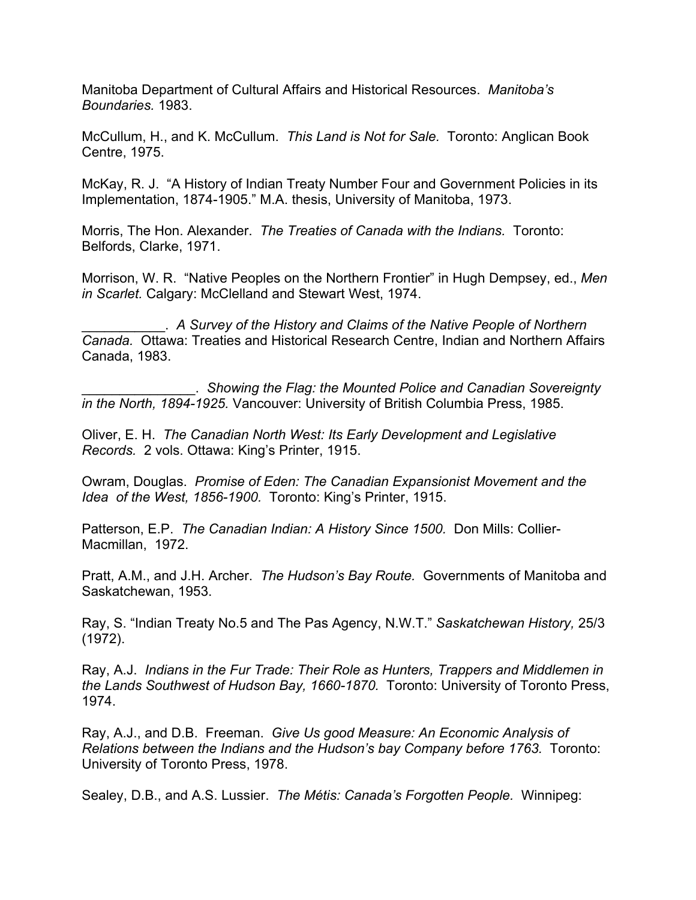Manitoba Department of Cultural Affairs and Historical Resources. *Manitoba's Boundaries.* 1983.

McCullum, H., and K. McCullum. *This Land is Not for Sale.* Toronto: Anglican Book Centre, 1975.

McKay, R. J. "A History of Indian Treaty Number Four and Government Policies in its Implementation, 1874-1905." M.A. thesis, University of Manitoba, 1973.

Morris, The Hon. Alexander. *The Treaties of Canada with the Indians.* Toronto: Belfords, Clarke, 1971.

Morrison, W. R. "Native Peoples on the Northern Frontier" in Hugh Dempsey, ed., *Men in Scarlet.* Calgary: McClelland and Stewart West, 1974.

___________. *A Survey of the History and Claims of the Native People of Northern Canada.* Ottawa: Treaties and Historical Research Centre, Indian and Northern Affairs Canada, 1983.

_______________. *Showing the Flag: the Mounted Police and Canadian Sovereignty in the North, 1894-1925.* Vancouver: University of British Columbia Press, 1985.

Oliver, E. H. *The Canadian North West: Its Early Development and Legislative Records.* 2 vols. Ottawa: King's Printer, 1915.

Owram, Douglas. *Promise of Eden: The Canadian Expansionist Movement and the Idea of the West, 1856-1900.* Toronto: King's Printer, 1915.

Patterson, E.P. *The Canadian Indian: A History Since 1500.* Don Mills: Collier-Macmillan, 1972.

Pratt, A.M., and J.H. Archer. *The Hudson's Bay Route.* Governments of Manitoba and Saskatchewan, 1953.

Ray, S. "Indian Treaty No.5 and The Pas Agency, N.W.T." *Saskatchewan History,* 25/3 (1972).

Ray, A.J. *Indians in the Fur Trade: Their Role as Hunters, Trappers and Middlemen in the Lands Southwest of Hudson Bay, 1660-1870.* Toronto: University of Toronto Press, 1974.

Ray, A.J., and D.B. Freeman. *Give Us good Measure: An Economic Analysis of Relations between the Indians and the Hudson's bay Company before 1763.* Toronto: University of Toronto Press, 1978.

Sealey, D.B., and A.S. Lussier. *The Métis: Canada's Forgotten People.* Winnipeg: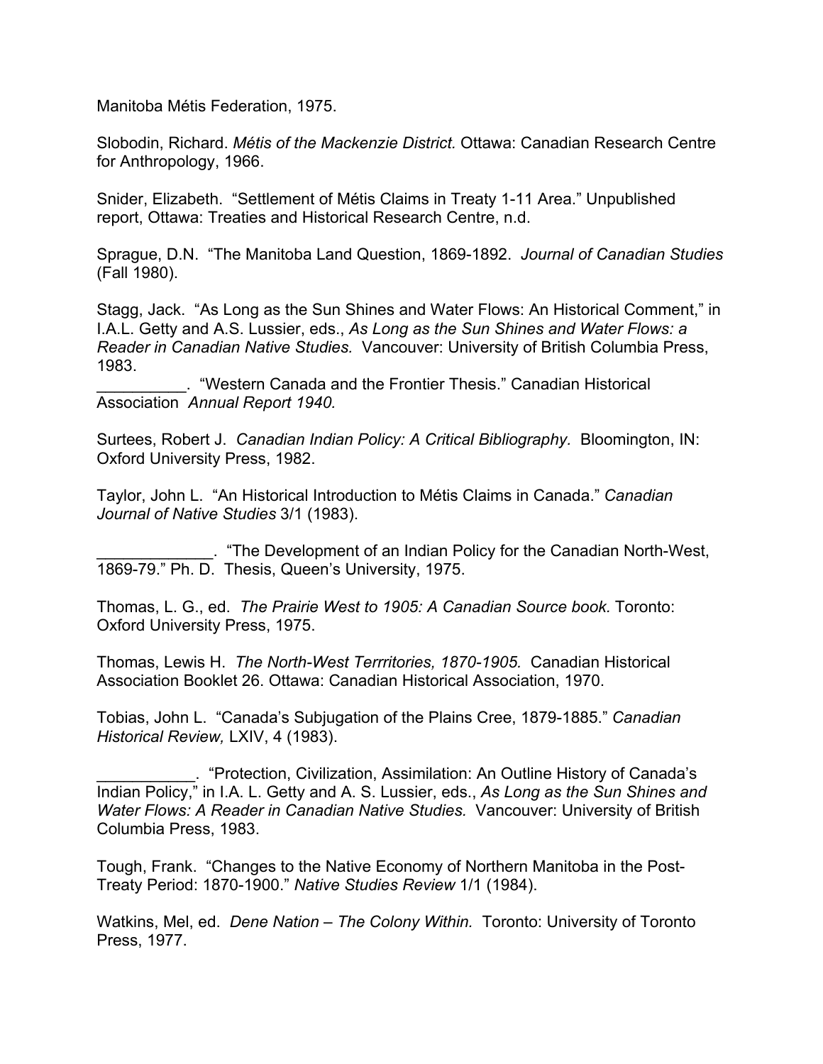Manitoba Métis Federation, 1975.

Slobodin, Richard. *Métis of the Mackenzie District.* Ottawa: Canadian Research Centre for Anthropology, 1966.

Snider, Elizabeth. "Settlement of Métis Claims in Treaty 1-11 Area." Unpublished report, Ottawa: Treaties and Historical Research Centre, n.d.

Sprague, D.N. "The Manitoba Land Question, 1869-1892. *Journal of Canadian Studies* (Fall 1980).

Stagg, Jack. "As Long as the Sun Shines and Water Flows: An Historical Comment," in I.A.L. Getty and A.S. Lussier, eds., *As Long as the Sun Shines and Water Flows: a Reader in Canadian Native Studies.* Vancouver: University of British Columbia Press, 1983.

__________. "Western Canada and the Frontier Thesis." Canadian Historical Association *Annual Report 1940.*

Surtees, Robert J. *Canadian Indian Policy: A Critical Bibliography.* Bloomington, IN: Oxford University Press, 1982.

Taylor, John L. "An Historical Introduction to Métis Claims in Canada." *Canadian Journal of Native Studies* 3/1 (1983).

____________. "The Development of an Indian Policy for the Canadian North-West, 1869-79." Ph. D. Thesis, Queen's University, 1975.

Thomas, L. G., ed. *The Prairie West to 1905: A Canadian Source book.* Toronto: Oxford University Press, 1975.

Thomas, Lewis H. *The North-West Terrritories, 1870-1905.* Canadian Historical Association Booklet 26. Ottawa: Canadian Historical Association, 1970.

Tobias, John L. "Canada's Subjugation of the Plains Cree, 1879-1885." *Canadian Historical Review,* LXIV, 4 (1983).

___________. "Protection, Civilization, Assimilation: An Outline History of Canada's Indian Policy," in I.A. L. Getty and A. S. Lussier, eds., *As Long as the Sun Shines and Water Flows: A Reader in Canadian Native Studies.* Vancouver: University of British Columbia Press, 1983.

Tough, Frank. "Changes to the Native Economy of Northern Manitoba in the Post-Treaty Period: 1870-1900." *Native Studies Review* 1/1 (1984).

Watkins, Mel, ed. *Dene Nation – The Colony Within.* Toronto: University of Toronto Press, 1977.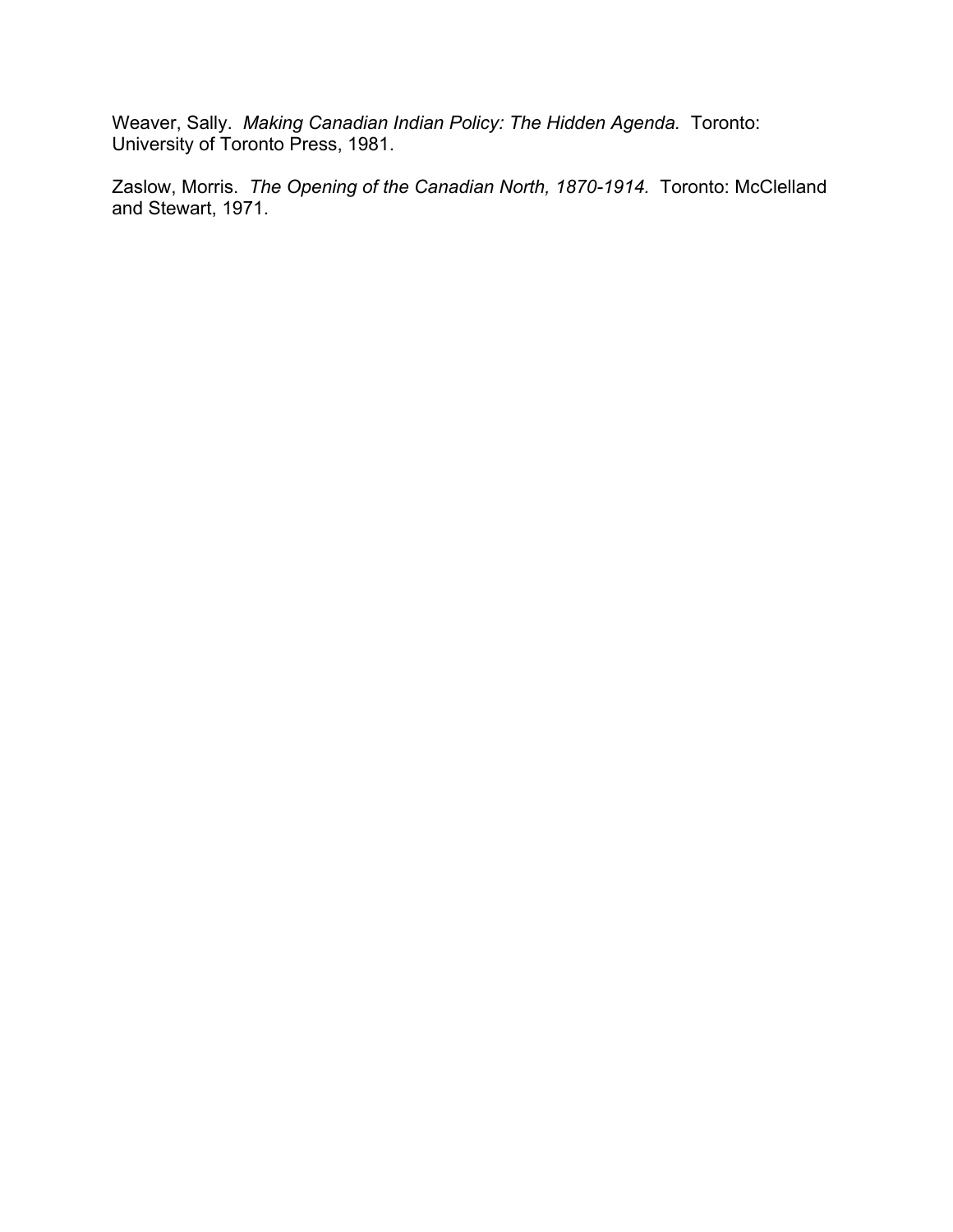Weaver, Sally. *Making Canadian Indian Policy: The Hidden Agenda.* Toronto: University of Toronto Press, 1981.

Zaslow, Morris. *The Opening of the Canadian North, 1870-1914.* Toronto: McClelland and Stewart, 1971.